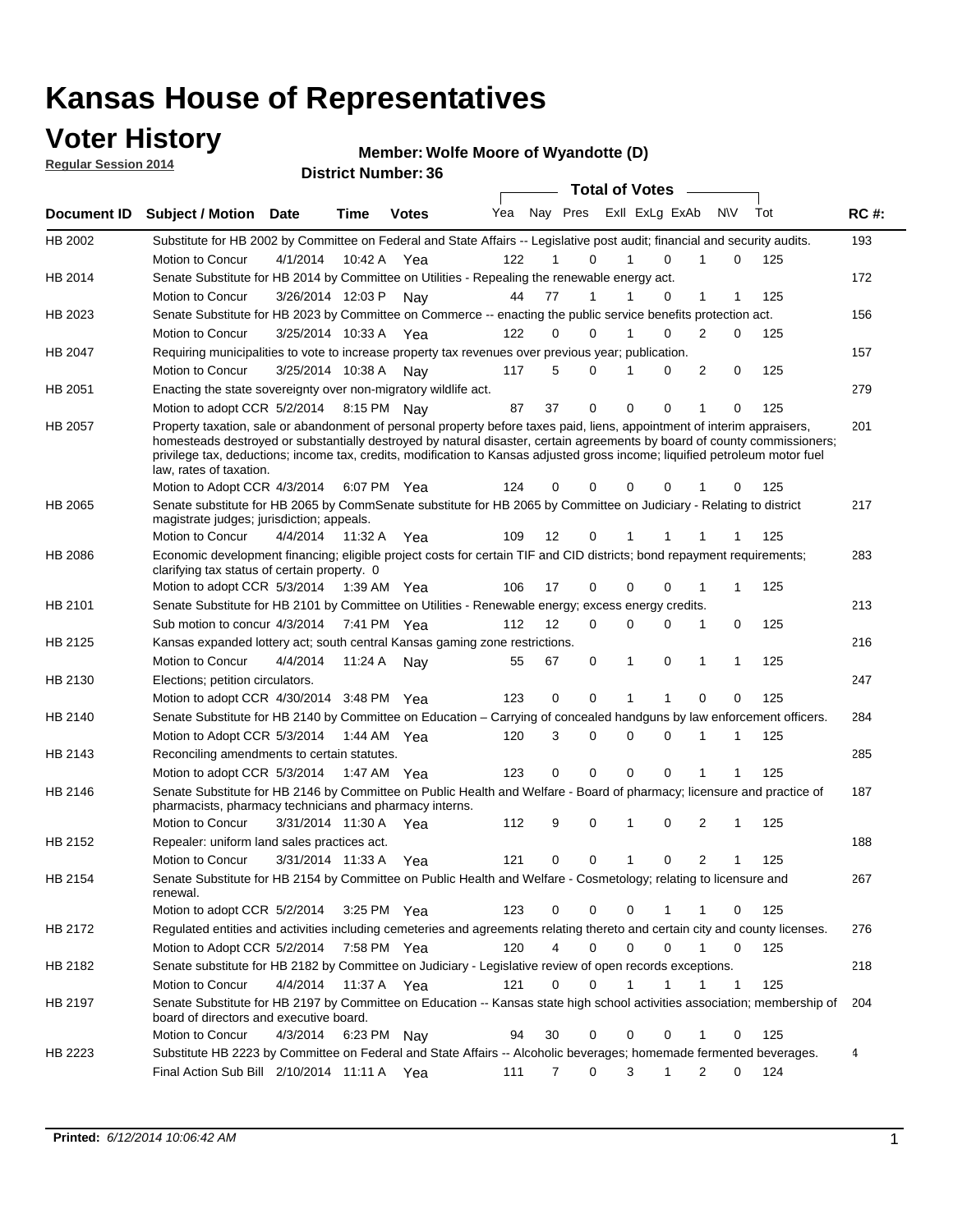# Kansas House of Representatives

## Voter History

**Regular Session 2014**

**Member: Wolfe Moore of Wyandotte (D)**

**District Number: 36**

| Document ID | Subject / Motion | Date | Time | Votes | Yea | Nay | Pres | ExII | ExLg | ExAb | N\V | Tot | RC #: |
|---|---|---|---|---|---|---|---|---|---|---|---|---|---|
| HB 2002 | Substitute for HB 2002 by Committee on Federal and State Affairs -- Legislative post audit; financial and security audits. | | | | | | | | | | | | 193 |
| | Motion to Concur | 4/1/2014 | 10:42 A | Yea | 122 | 1 | 0 | 1 | 0 | 1 | 0 | 125 | |
| HB 2014 | Senate Substitute for HB 2014 by Committee on Utilities - Repealing the renewable energy act. | | | | | | | | | | | | 172 |
| | Motion to Concur | 3/26/2014 | 12:03 P | Nay | 44 | 77 | 1 | 1 | 0 | 1 | 1 | 125 | |
| HB 2023 | Senate Substitute for HB 2023 by Committee on Commerce -- enacting the public service benefits protection act. | | | | | | | | | | | | 156 |
| | Motion to Concur | 3/25/2014 | 10:33 A | Yea | 122 | 0 | 0 | 1 | 0 | 2 | 0 | 125 | |
| HB 2047 | Requiring municipalities to vote to increase property tax revenues over previous year; publication. | | | | | | | | | | | | 157 |
| | Motion to Concur | 3/25/2014 | 10:38 A | Nay | 117 | 5 | 0 | 1 | 0 | 2 | 0 | 125 | |
| HB 2051 | Enacting the state sovereignty over non-migratory wildlife act. | | | | | | | | | | | | 279 |
| | Motion to adopt CCR | 5/2/2014 | 8:15 PM | Nay | 87 | 37 | 0 | 0 | 0 | 1 | 0 | 125 | |
| HB 2057 | Property taxation, sale or abandonment of personal property before taxes paid, liens, appointment of interim appraisers, homesteads destroyed or substantially destroyed by natural disaster, certain agreements by board of county commissioners; privilege tax, deductions; income tax, credits, modification to Kansas adjusted gross income; liquified petroleum motor fuel law, rates of taxation. | | | | | | | | | | | | 201 |
| | Motion to Adopt CCR | 4/3/2014 | 6:07 PM | Yea | 124 | 0 | 0 | 0 | 0 | 1 | 0 | 125 | |
| HB 2065 | Senate substitute for HB 2065 by CommSenate substitute for HB 2065 by Committee on Judiciary - Relating to district magistrate judges; jurisdiction; appeals. | | | | | | | | | | | | 217 |
| | Motion to Concur | 4/4/2014 | 11:32 A | Yea | 109 | 12 | 0 | 1 | 1 | 1 | 1 | 125 | |
| HB 2086 | Economic development financing; eligible project costs for certain TIF and CID districts; bond repayment requirements; clarifying tax status of certain property. 0 | | | | | | | | | | | | 283 |
| | Motion to adopt CCR | 5/3/2014 | 1:39 AM | Yea | 106 | 17 | 0 | 0 | 0 | 1 | 1 | 125 | |
| HB 2101 | Senate Substitute for HB 2101 by Committee on Utilities - Renewable energy; excess energy credits. | | | | | | | | | | | | 213 |
| | Sub motion to concur | 4/3/2014 | 7:41 PM | Yea | 112 | 12 | 0 | 0 | 0 | 1 | 0 | 125 | |
| HB 2125 | Kansas expanded lottery act; south central Kansas gaming zone restrictions. | | | | | | | | | | | | 216 |
| | Motion to Concur | 4/4/2014 | 11:24 A | Nay | 55 | 67 | 0 | 1 | 0 | 1 | 1 | 125 | |
| HB 2130 | Elections; petition circulators. | | | | | | | | | | | | 247 |
| | Motion to adopt CCR | 4/30/2014 | 3:48 PM | Yea | 123 | 0 | 0 | 1 | 1 | 0 | 0 | 125 | |
| HB 2140 | Senate Substitute for HB 2140 by Committee on Education – Carrying of concealed handguns by law enforcement officers. | | | | | | | | | | | | 284 |
| | Motion to Adopt CCR | 5/3/2014 | 1:44 AM | Yea | 120 | 3 | 0 | 0 | 0 | 1 | 1 | 125 | |
| HB 2143 | Reconciling amendments to certain statutes. | | | | | | | | | | | | 285 |
| | Motion to adopt CCR | 5/3/2014 | 1:47 AM | Yea | 123 | 0 | 0 | 0 | 0 | 1 | 1 | 125 | |
| HB 2146 | Senate Substitute for HB 2146 by Committee on Public Health and Welfare - Board of pharmacy; licensure and practice of pharmacists, pharmacy technicians and pharmacy interns. | | | | | | | | | | | | 187 |
| | Motion to Concur | 3/31/2014 | 11:30 A | Yea | 112 | 9 | 0 | 1 | 0 | 2 | 1 | 125 | |
| HB 2152 | Repealer: uniform land sales practices act. | | | | | | | | | | | | 188 |
| | Motion to Concur | 3/31/2014 | 11:33 A | Yea | 121 | 0 | 0 | 1 | 0 | 2 | 1 | 125 | |
| HB 2154 | Senate Substitute for HB 2154 by Committee on Public Health and Welfare - Cosmetology; relating to licensure and renewal. | | | | | | | | | | | | 267 |
| | Motion to adopt CCR | 5/2/2014 | 3:25 PM | Yea | 123 | 0 | 0 | 0 | 1 | 1 | 0 | 125 | |
| HB 2172 | Regulated entities and activities including cemeteries and agreements relating thereto and certain city and county licenses. | | | | | | | | | | | | 276 |
| | Motion to Adopt CCR | 5/2/2014 | 7:58 PM | Yea | 120 | 4 | 0 | 0 | 0 | 1 | 0 | 125 | |
| HB 2182 | Senate substitute for HB 2182 by Committee on Judiciary - Legislative review of open records exceptions. | | | | | | | | | | | | 218 |
| | Motion to Concur | 4/4/2014 | 11:37 A | Yea | 121 | 0 | 0 | 1 | 1 | 1 | 1 | 125 | |
| HB 2197 | Senate Substitute for HB 2197 by Committee on Education -- Kansas state high school activities association; membership of board of directors and executive board. | | | | | | | | | | | | 204 |
| | Motion to Concur | 4/3/2014 | 6:23 PM | Nay | 94 | 30 | 0 | 0 | 0 | 1 | 0 | 125 | |
| HB 2223 | Substitute HB 2223 by Committee on Federal and State Affairs -- Alcoholic beverages; homemade fermented beverages. | | | | | | | | | | | | 4 |
| | Final Action Sub Bill | 2/10/2014 | 11:11 A | Yea | 111 | 7 | 0 | 3 | 1 | 2 | 0 | 124 | |

**Printed:** *6/12/2014 10:06:42 AM*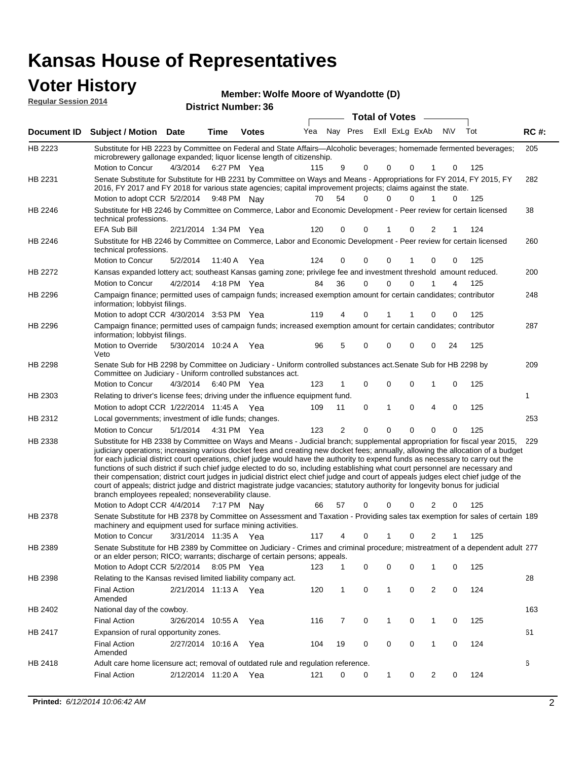# Kansas House of Representatives

## Voter History

**Regular Session 2014**

**Member: Wolfe Moore of Wyandotte (D)**

**District Number: 36**

| Document ID | Subject / Motion | Date | Time | Votes | Yea | Nay | Pres | ExlI | ExLg | ExAb | N\V | Tot | RC #: |
|---|---|---|---|---|---|---|---|---|---|---|---|---|---|
| HB 2223 | Substitute for HB 2223 by Committee on Federal and State Affairs—Alcoholic beverages; homemade fermented beverages; microbrewery gallonage expanded; liquor license length of citizenship. | | | | | | | | | | | | 205 |
| | Motion to Concur | 4/3/2014 | 6:27 PM | Yea | 115 | 9 | 0 | 0 | 0 | 1 | 0 | 125 | |
| HB 2231 | Senate Substitute for Substitute for HB 2231 by Committee on Ways and Means - Appropriations for FY 2014, FY 2015, FY 2016, FY 2017 and FY 2018 for various state agencies; capital improvement projects; claims against the state. | | | | | | | | | | | | 282 |
| | Motion to adopt CCR | 5/2/2014 | 9:48 PM | Nay | 70 | 54 | 0 | 0 | 0 | 1 | 0 | 125 | |
| HB 2246 | Substitute for HB 2246 by Committee on Commerce, Labor and Economic Development - Peer review for certain licensed technical professions. | | | | | | | | | | | | 38 |
| | EFA Sub Bill | 2/21/2014 | 1:34 PM | Yea | 120 | 0 | 0 | 1 | 0 | 2 | 1 | 124 | |
| HB 2246 | Substitute for HB 2246 by Committee on Commerce, Labor and Economic Development - Peer review for certain licensed technical professions. | | | | | | | | | | | | 260 |
| | Motion to Concur | 5/2/2014 | 11:40 A | Yea | 124 | 0 | 0 | 0 | 1 | 0 | 0 | 125 | |
| HB 2272 | Kansas expanded lottery act; southeast Kansas gaming zone; privilege fee and investment threshold amount reduced. | | | | | | | | | | | | 200 |
| | Motion to Concur | 4/2/2014 | 4:18 PM | Yea | 84 | 36 | 0 | 0 | 0 | 1 | 4 | 125 | |
| HB 2296 | Campaign finance; permitted uses of campaign funds; increased exemption amount for certain candidates; contributor information; lobbyist filings. | | | | | | | | | | | | 248 |
| | Motion to adopt CCR | 4/30/2014 | 3:53 PM | Yea | 119 | 4 | 0 | 1 | 1 | 0 | 0 | 125 | |
| HB 2296 | Campaign finance; permitted uses of campaign funds; increased exemption amount for certain candidates; contributor information; lobbyist filings. | | | | | | | | | | | | 287 |
| | Motion to Override Veto | 5/30/2014 | 10:24 A | Yea | 96 | 5 | 0 | 0 | 0 | 0 | 24 | 125 | |
| HB 2298 | Senate Sub for HB 2298 by Committee on Judiciary - Uniform controlled substances act.Senate Sub for HB 2298 by Committee on Judiciary - Uniform controlled substances act. | | | | | | | | | | | | 209 |
| | Motion to Concur | 4/3/2014 | 6:40 PM | Yea | 123 | 1 | 0 | 0 | 0 | 1 | 0 | 125 | |
| HB 2303 | Relating to driver's license fees; driving under the influence equipment fund. | | | | | | | | | | | | 1 |
| | Motion to adopt CCR | 1/22/2014 | 11:45 A | Yea | 109 | 11 | 0 | 1 | 0 | 4 | 0 | 125 | |
| HB 2312 | Local governments; investment of idle funds; changes. | | | | | | | | | | | | 253 |
| | Motion to Concur | 5/1/2014 | 4:31 PM | Yea | 123 | 2 | 0 | 0 | 0 | 0 | 0 | 125 | |
| HB 2338 | Substitute for HB 2338 by Committee on Ways and Means - Judicial branch; supplemental appropriation for fiscal year 2015, judiciary operations; increasing various docket fees and creating new docket fees; annually, allowing the allocation of a budget for each judicial district court operations, chief judge would have the authority to expend funds as necessary to carry out the functions of such district if such chief judge elected to do so, including establishing what court personnel are necessary and their compensation; district court judges in judicial district elect chief judge and court of appeals judges elect chief judge of the court of appeals; district judge and district magistrate judge vacancies; statutory authority for longevity bonus for judicial branch employees repealed; nonseverability clause. | | | | | | | | | | | | 229 |
| | Motion to Adopt CCR | 4/4/2014 | 7:17 PM | Nay | 66 | 57 | 0 | 0 | 0 | 2 | 0 | 125 | |
| HB 2378 | Senate Substitute for HB 2378 by Committee on Assessment and Taxation - Providing sales tax exemption for sales of certain machinery and equipment used for surface mining activities. | | | | | | | | | | | | 189 |
| | Motion to Concur | 3/31/2014 | 11:35 A | Yea | 117 | 4 | 0 | 1 | 0 | 2 | 1 | 125 | |
| HB 2389 | Senate Substitute for HB 2389 by Committee on Judiciary - Crimes and criminal procedure; mistreatment of a dependent adult or an elder person; RICO; warrants; discharge of certain persons; appeals. | | | | | | | | | | | | 277 |
| | Motion to Adopt CCR | 5/2/2014 | 8:05 PM | Yea | 123 | 1 | 0 | 0 | 0 | 1 | 0 | 125 | |
| HB 2398 | Relating to the Kansas revised limited liability company act. | | | | | | | | | | | | 28 |
| | Final Action Amended | 2/21/2014 | 11:13 A | Yea | 120 | 1 | 0 | 1 | 0 | 2 | 0 | 124 | |
| HB 2402 | National day of the cowboy. | | | | | | | | | | | | 163 |
| | Final Action | 3/26/2014 | 10:55 A | Yea | 116 | 7 | 0 | 1 | 0 | 1 | 0 | 125 | |
| HB 2417 | Expansion of rural opportunity zones. | | | | | | | | | | | | 61 |
| | Final Action Amended | 2/27/2014 | 10:16 A | Yea | 104 | 19 | 0 | 0 | 0 | 1 | 0 | 124 | |
| HB 2418 | Adult care home licensure act; removal of outdated rule and regulation reference. | | | | | | | | | | | | 6 |
| | Final Action | 2/12/2014 | 11:20 A | Yea | 121 | 0 | 0 | 1 | 0 | 2 | 0 | 124 | |

**Printed:** *6/12/2014 10:06:42 AM*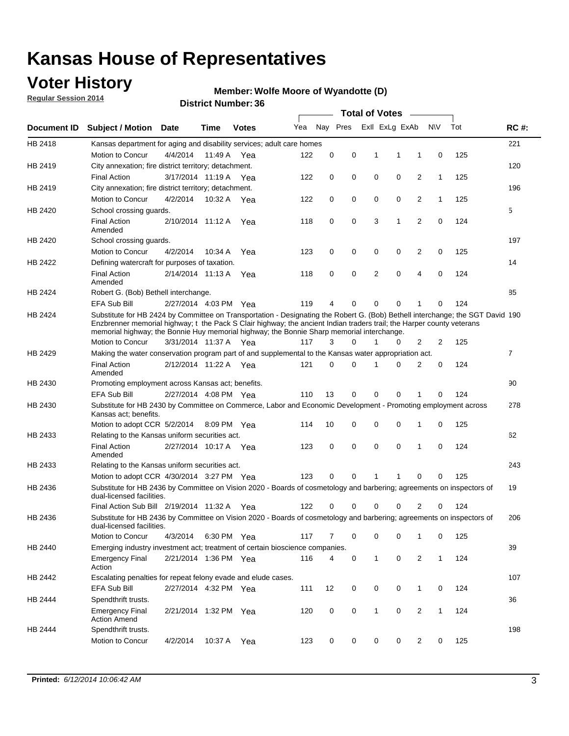# Kansas House of Representatives

## Voter History

**Regular Session 2014**

**Member: Wolfe Moore of Wyandotte (D)**

**District Number: 36**

| Document ID | Subject / Motion | Date | Time | Votes | Yea | Nay | Pres | ExlI | ExLg | ExAb | N\V | Tot | RC #: |
|---|---|---|---|---|---|---|---|---|---|---|---|---|---|
| HB 2418 | Kansas department for aging and disability services; adult care homes | | | | | | | | | | | | 221 |
| | Motion to Concur | 4/4/2014 | 11:49 A | Yea | 122 | 0 | 0 | 1 | 1 | 1 | 0 | 125 | |
| HB 2419 | City annexation; fire district territory; detachment. | | | | | | | | | | | | 120 |
| | Final Action | 3/17/2014 | 11:19 A | Yea | 122 | 0 | 0 | 0 | 0 | 2 | 1 | 125 | |
| HB 2419 | City annexation; fire district territory; detachment. | | | | | | | | | | | | 196 |
| | Motion to Concur | 4/2/2014 | 10:32 A | Yea | 122 | 0 | 0 | 0 | 0 | 2 | 1 | 125 | |
| HB 2420 | School crossing guards. | | | | | | | | | | | | 5 |
| | Final Action Amended | 2/10/2014 | 11:12 A | Yea | 118 | 0 | 0 | 3 | 1 | 2 | 0 | 124 | |
| HB 2420 | School crossing guards. | | | | | | | | | | | | 197 |
| | Motion to Concur | 4/2/2014 | 10:34 A | Yea | 123 | 0 | 0 | 0 | 0 | 2 | 0 | 125 | |
| HB 2422 | Defining watercraft for purposes of taxation. | | | | | | | | | | | | 14 |
| | Final Action Amended | 2/14/2014 | 11:13 A | Yea | 118 | 0 | 0 | 2 | 0 | 4 | 0 | 124 | |
| HB 2424 | Robert G. (Bob) Bethell interchange. | | | | | | | | | | | | 85 |
| | EFA Sub Bill | 2/27/2014 | 4:03 PM | Yea | 119 | 4 | 0 | 0 | 0 | 1 | 0 | 124 | |
| HB 2424 | Substitute for HB 2424 by Committee on Transportation - Designating the Robert G. (Bob) Bethell interchange; the SGT David Enzbrenner memorial highway; t the Pack S Clair highway; the ancient Indian traders trail; the Harper county veterans memorial highway; the Bonnie Huy memorial highway; the Bonnie Sharp memorial interchange. | | | | | | | | | | | | 190 |
| | Motion to Concur | 3/31/2014 | 11:37 A | Yea | 117 | 3 | 0 | 1 | 0 | 2 | 2 | 125 | |
| HB 2429 | Making the water conservation program part of and supplemental to the Kansas water appropriation act. | | | | | | | | | | | | 7 |
| | Final Action Amended | 2/12/2014 | 11:22 A | Yea | 121 | 0 | 0 | 1 | 0 | 2 | 0 | 124 | |
| HB 2430 | Promoting employment across Kansas act; benefits. | | | | | | | | | | | | 90 |
| | EFA Sub Bill | 2/27/2014 | 4:08 PM | Yea | 110 | 13 | 0 | 0 | 0 | 1 | 0 | 124 | |
| HB 2430 | Substitute for HB 2430 by Committee on Commerce, Labor and Economic Development - Promoting employment across Kansas act; benefits. | | | | | | | | | | | | 278 |
| | Motion to adopt CCR | 5/2/2014 | 8:09 PM | Yea | 114 | 10 | 0 | 0 | 0 | 1 | 0 | 125 | |
| HB 2433 | Relating to the Kansas uniform securities act. | | | | | | | | | | | | 62 |
| | Final Action Amended | 2/27/2014 | 10:17 A | Yea | 123 | 0 | 0 | 0 | 0 | 1 | 0 | 124 | |
| HB 2433 | Relating to the Kansas uniform securities act. | | | | | | | | | | | | 243 |
| | Motion to adopt CCR | 4/30/2014 | 3:27 PM | Yea | 123 | 0 | 0 | 1 | 1 | 0 | 0 | 125 | |
| HB 2436 | Substitute for HB 2436 by Committee on Vision 2020 - Boards of cosmetology and barbering; agreements on inspectors of dual-licensed facilities. | | | | | | | | | | | | 19 |
| | Final Action Sub Bill | 2/19/2014 | 11:32 A | Yea | 122 | 0 | 0 | 0 | 0 | 2 | 0 | 124 | |
| HB 2436 | Substitute for HB 2436 by Committee on Vision 2020 - Boards of cosmetology and barbering; agreements on inspectors of dual-licensed facilities. | | | | | | | | | | | | 206 |
| | Motion to Concur | 4/3/2014 | 6:30 PM | Yea | 117 | 7 | 0 | 0 | 0 | 1 | 0 | 125 | |
| HB 2440 | Emerging industry investment act; treatment of certain bioscience companies. | | | | | | | | | | | | 39 |
| | Emergency Final Action | 2/21/2014 | 1:36 PM | Yea | 116 | 4 | 0 | 1 | 0 | 2 | 1 | 124 | |
| HB 2442 | Escalating penalties for repeat felony evade and elude cases. | | | | | | | | | | | | 107 |
| | EFA Sub Bill | 2/27/2014 | 4:32 PM | Yea | 111 | 12 | 0 | 0 | 0 | 1 | 0 | 124 | |
| HB 2444 | Spendthrift trusts. | | | | | | | | | | | | 36 |
| | Emergency Final Action Amend | 2/21/2014 | 1:32 PM | Yea | 120 | 0 | 0 | 1 | 0 | 2 | 1 | 124 | |
| HB 2444 | Spendthrift trusts. | | | | | | | | | | | | 198 |
| | Motion to Concur | 4/2/2014 | 10:37 A | Yea | 123 | 0 | 0 | 0 | 0 | 2 | 0 | 125 | |

**Printed:** *6/12/2014 10:06:42 AM*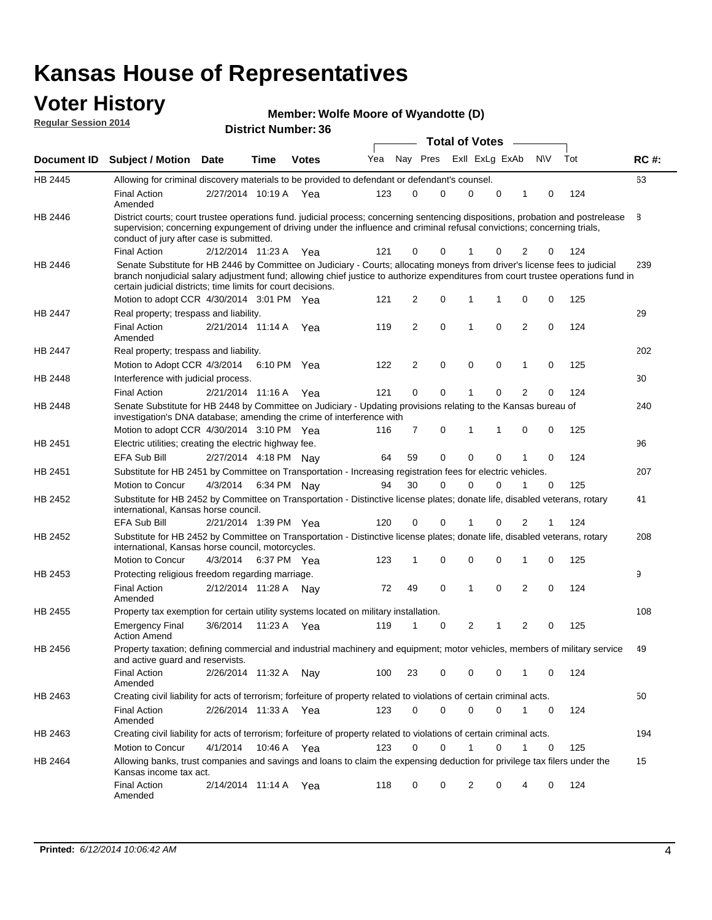# Kansas House of Representatives

## Voter History

**Regular Session 2014**

**Member: Wolfe Moore of Wyandotte (D)**

**District Number: 36**

| Document ID | Subject / Motion | Date | Time | Votes | Yea | Nay | Pres | ExII | ExLg | ExAb | N\V | Tot | RC #: |
|---|---|---|---|---|---|---|---|---|---|---|---|---|---|
| HB 2445 | Allowing for criminal discovery materials to be provided to defendant or defendant's counsel. | | | | | | | | | | | | 63 |
| | Final Action Amended | 2/27/2014 | 10:19 A | Yea | 123 | 0 | 0 | 0 | 0 | 1 | 0 | 124 | |
| HB 2446 | District courts; court trustee operations fund. judicial process; concerning sentencing dispositions, probation and postrelease supervision; concerning expungement of driving under the influence and criminal refusal convictions; concerning trials, conduct of jury after case is submitted. | | | | | | | | | | | | 8 |
| | Final Action | 2/12/2014 | 11:23 A | Yea | 121 | 0 | 0 | 1 | 0 | 2 | 0 | 124 | |
| HB 2446 | Senate Substitute for HB 2446 by Committee on Judiciary - Courts; allocating moneys from driver's license fees to judicial branch nonjudicial salary adjustment fund; allowing chief justice to authorize expenditures from court trustee operations fund in certain judicial districts; time limits for court decisions. | | | | | | | | | | | | 239 |
| | Motion to adopt CCR | 4/30/2014 | 3:01 PM | Yea | 121 | 2 | 0 | 1 | 1 | 0 | 0 | 125 | |
| HB 2447 | Real property; trespass and liability. | | | | | | | | | | | | 29 |
| | Final Action Amended | 2/21/2014 | 11:14 A | Yea | 119 | 2 | 0 | 1 | 0 | 2 | 0 | 124 | |
| HB 2447 | Real property; trespass and liability. | | | | | | | | | | | | 202 |
| | Motion to Adopt CCR | 4/3/2014 | 6:10 PM | Yea | 122 | 2 | 0 | 0 | 0 | 1 | 0 | 125 | |
| HB 2448 | Interference with judicial process. | | | | | | | | | | | | 30 |
| | Final Action | 2/21/2014 | 11:16 A | Yea | 121 | 0 | 0 | 1 | 0 | 2 | 0 | 124 | |
| HB 2448 | Senate Substitute for HB 2448 by Committee on Judiciary - Updating provisions relating to the Kansas bureau of investigation's DNA database; amending the crime of interference with | | | | | | | | | | | | 240 |
| | Motion to adopt CCR | 4/30/2014 | 3:10 PM | Yea | 116 | 7 | 0 | 1 | 1 | 0 | 0 | 125 | |
| HB 2451 | Electric utilities; creating the electric highway fee. | | | | | | | | | | | | 96 |
| | EFA Sub Bill | 2/27/2014 | 4:18 PM | Nay | 64 | 59 | 0 | 0 | 0 | 1 | 0 | 124 | |
| HB 2451 | Substitute for HB 2451 by Committee on Transportation - Increasing registration fees for electric vehicles. | | | | | | | | | | | | 207 |
| | Motion to Concur | 4/3/2014 | 6:34 PM | Nay | 94 | 30 | 0 | 0 | 0 | 1 | 0 | 125 | |
| HB 2452 | Substitute for HB 2452 by Committee on Transportation - Distinctive license plates; donate life, disabled veterans, rotary international, Kansas horse council. | | | | | | | | | | | | 41 |
| | EFA Sub Bill | 2/21/2014 | 1:39 PM | Yea | 120 | 0 | 0 | 1 | 0 | 2 | 1 | 124 | |
| HB 2452 | Substitute for HB 2452 by Committee on Transportation - Distinctive license plates; donate life, disabled veterans, rotary international, Kansas horse council, motorcycles. | | | | | | | | | | | | 208 |
| | Motion to Concur | 4/3/2014 | 6:37 PM | Yea | 123 | 1 | 0 | 0 | 0 | 1 | 0 | 125 | |
| HB 2453 | Protecting religious freedom regarding marriage. | | | | | | | | | | | | 9 |
| | Final Action Amended | 2/12/2014 | 11:28 A | Nay | 72 | 49 | 0 | 1 | 0 | 2 | 0 | 124 | |
| HB 2455 | Property tax exemption for certain utility systems located on military installation. | | | | | | | | | | | | 108 |
| | Emergency Final Action Amend | 3/6/2014 | 11:23 A | Yea | 119 | 1 | 0 | 2 | 1 | 2 | 0 | 125 | |
| HB 2456 | Property taxation; defining commercial and industrial machinery and equipment; motor vehicles, members of military service and active guard and reservists. | | | | | | | | | | | | 49 |
| | Final Action Amended | 2/26/2014 | 11:32 A | Nay | 100 | 23 | 0 | 0 | 0 | 1 | 0 | 124 | |
| HB 2463 | Creating civil liability for acts of terrorism; forfeiture of property related to violations of certain criminal acts. | | | | | | | | | | | | 50 |
| | Final Action Amended | 2/26/2014 | 11:33 A | Yea | 123 | 0 | 0 | 0 | 0 | 1 | 0 | 124 | |
| HB 2463 | Creating civil liability for acts of terrorism; forfeiture of property related to violations of certain criminal acts. | | | | | | | | | | | | 194 |
| | Motion to Concur | 4/1/2014 | 10:46 A | Yea | 123 | 0 | 0 | 1 | 0 | 1 | 0 | 125 | |
| HB 2464 | Allowing banks, trust companies and savings and loans to claim the expensing deduction for privilege tax filers under the Kansas income tax act. | | | | | | | | | | | | 15 |
| | Final Action Amended | 2/14/2014 | 11:14 A | Yea | 118 | 0 | 0 | 2 | 0 | 4 | 0 | 124 | |

**Printed:** *6/12/2014 10:06:42 AM*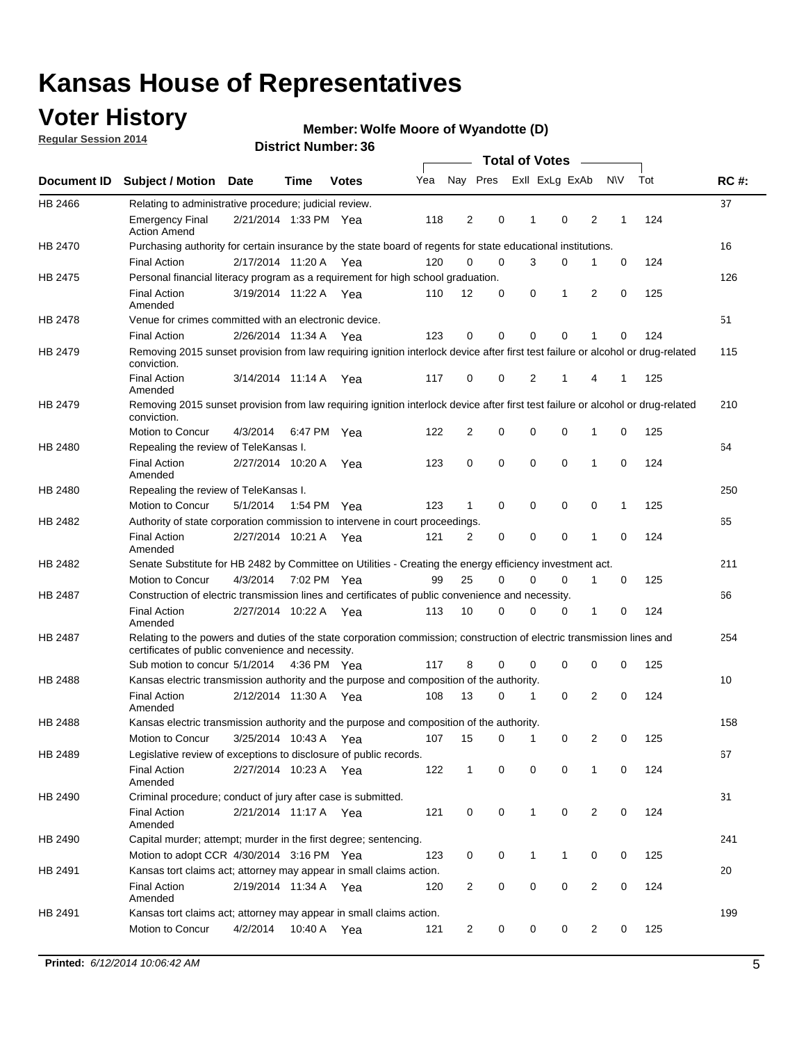# Kansas House of Representatives

## Voter History

**Regular Session 2014**

**Member: Wolfe Moore of Wyandotte (D)**

**District Number: 36**

| Document ID | Subject / Motion | Date | Time | Votes | Yea | Nay | Pres | ExII | ExLg | ExAb | N\V | Tot | RC #: |
|---|---|---|---|---|---|---|---|---|---|---|---|---|---|
| HB 2466 | Relating to administrative procedure; judicial review. | | | | | | | | | | | | 37 |
| | Emergency Final Action Amend | 2/21/2014 | 1:33 PM | Yea | 118 | 2 | 0 | 1 | 0 | 2 | 1 | 124 | |
| HB 2470 | Purchasing authority for certain insurance by the state board of regents for state educational institutions. | | | | | | | | | | | | 16 |
| | Final Action | 2/17/2014 | 11:20 A | Yea | 120 | 0 | 0 | 3 | 0 | 1 | 0 | 124 | |
| HB 2475 | Personal financial literacy program as a requirement for high school graduation. | | | | | | | | | | | | 126 |
| | Final Action Amended | 3/19/2014 | 11:22 A | Yea | 110 | 12 | 0 | 0 | 1 | 2 | 0 | 125 | |
| HB 2478 | Venue for crimes committed with an electronic device. | | | | | | | | | | | | 51 |
| | Final Action | 2/26/2014 | 11:34 A | Yea | 123 | 0 | 0 | 0 | 0 | 1 | 0 | 124 | |
| HB 2479 | Removing 2015 sunset provision from law requiring ignition interlock device after first test failure or alcohol or drug-related conviction. | | | | | | | | | | | | 115 |
| | Final Action Amended | 3/14/2014 | 11:14 A | Yea | 117 | 0 | 0 | 2 | 1 | 4 | 1 | 125 | |
| HB 2479 | Removing 2015 sunset provision from law requiring ignition interlock device after first test failure or alcohol or drug-related conviction. | | | | | | | | | | | | 210 |
| | Motion to Concur | 4/3/2014 | 6:47 PM | Yea | 122 | 2 | 0 | 0 | 0 | 1 | 0 | 125 | |
| HB 2480 | Repealing the review of TeleKansas I. | | | | | | | | | | | | 64 |
| | Final Action Amended | 2/27/2014 | 10:20 A | Yea | 123 | 0 | 0 | 0 | 0 | 1 | 0 | 124 | |
| HB 2480 | Repealing the review of TeleKansas I. | | | | | | | | | | | | 250 |
| | Motion to Concur | 5/1/2014 | 1:54 PM | Yea | 123 | 1 | 0 | 0 | 0 | 0 | 1 | 125 | |
| HB 2482 | Authority of state corporation commission to intervene in court proceedings. | | | | | | | | | | | | 65 |
| | Final Action Amended | 2/27/2014 | 10:21 A | Yea | 121 | 2 | 0 | 0 | 0 | 1 | 0 | 124 | |
| HB 2482 | Senate Substitute for HB 2482 by Committee on Utilities - Creating the energy efficiency investment act. | | | | | | | | | | | | 211 |
| | Motion to Concur | 4/3/2014 | 7:02 PM | Yea | 99 | 25 | 0 | 0 | 0 | 1 | 0 | 125 | |
| HB 2487 | Construction of electric transmission lines and certificates of public convenience and necessity. | | | | | | | | | | | | 66 |
| | Final Action Amended | 2/27/2014 | 10:22 A | Yea | 113 | 10 | 0 | 0 | 0 | 1 | 0 | 124 | |
| HB 2487 | Relating to the powers and duties of the state corporation commission; construction of electric transmission lines and certificates of public convenience and necessity. | | | | | | | | | | | | 254 |
| | Sub motion to concur | 5/1/2014 | 4:36 PM | Yea | 117 | 8 | 0 | 0 | 0 | 0 | 0 | 125 | |
| HB 2488 | Kansas electric transmission authority and the purpose and composition of the authority. | | | | | | | | | | | | 10 |
| | Final Action Amended | 2/12/2014 | 11:30 A | Yea | 108 | 13 | 0 | 1 | 0 | 2 | 0 | 124 | |
| HB 2488 | Kansas electric transmission authority and the purpose and composition of the authority. | | | | | | | | | | | | 158 |
| | Motion to Concur | 3/25/2014 | 10:43 A | Yea | 107 | 15 | 0 | 1 | 0 | 2 | 0 | 125 | |
| HB 2489 | Legislative review of exceptions to disclosure of public records. | | | | | | | | | | | | 67 |
| | Final Action Amended | 2/27/2014 | 10:23 A | Yea | 122 | 1 | 0 | 0 | 0 | 1 | 0 | 124 | |
| HB 2490 | Criminal procedure; conduct of jury after case is submitted. | | | | | | | | | | | | 31 |
| | Final Action Amended | 2/21/2014 | 11:17 A | Yea | 121 | 0 | 0 | 1 | 0 | 2 | 0 | 124 | |
| HB 2490 | Capital murder; attempt; murder in the first degree; sentencing. | | | | | | | | | | | | 241 |
| | Motion to adopt CCR | 4/30/2014 | 3:16 PM | Yea | 123 | 0 | 0 | 1 | 1 | 0 | 0 | 125 | |
| HB 2491 | Kansas tort claims act; attorney may appear in small claims action. | | | | | | | | | | | | 20 |
| | Final Action Amended | 2/19/2014 | 11:34 A | Yea | 120 | 2 | 0 | 0 | 0 | 2 | 0 | 124 | |
| HB 2491 | Kansas tort claims act; attorney may appear in small claims action. | | | | | | | | | | | | 199 |
| | Motion to Concur | 4/2/2014 | 10:40 A | Yea | 121 | 2 | 0 | 0 | 0 | 2 | 0 | 125 | |

**Printed:** *6/12/2014 10:06:42 AM*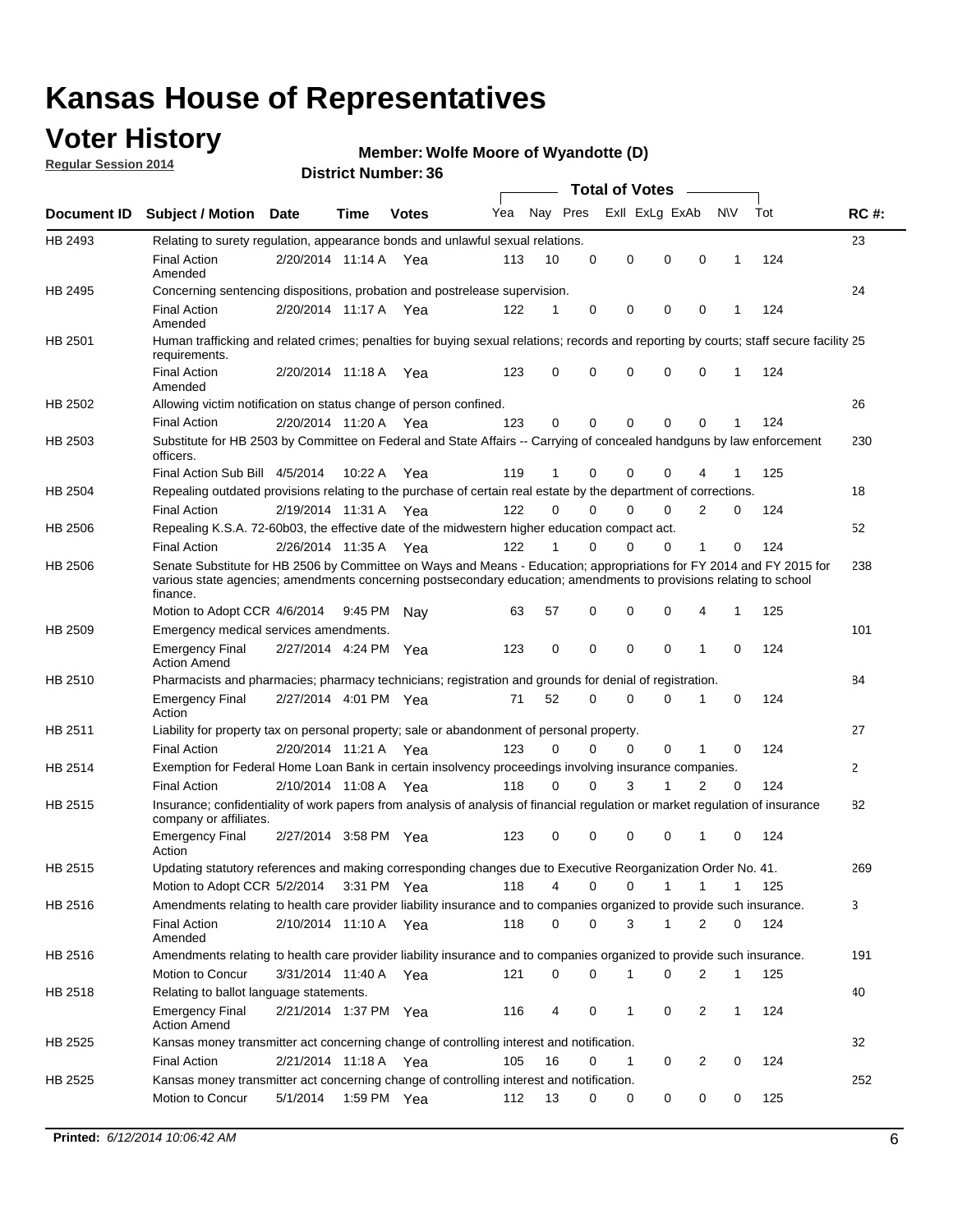# Kansas House of Representatives

## Voter History

**Regular Session 2014**

**Member: Wolfe Moore of Wyandotte (D)**

**District Number: 36**

| Document ID | Subject / Motion | Date | Time | Votes | Yea | Nay | Pres | ExII | ExLg | ExAb | N\V | Tot | RC #: |
|---|---|---|---|---|---|---|---|---|---|---|---|---|---|
| HB 2493 | Relating to surety regulation, appearance bonds and unlawful sexual relations. | | | | | | | | | | | | 23 |
| | Final Action Amended | 2/20/2014 | 11:14 A | Yea | 113 | 10 | 0 | 0 | 0 | 0 | 1 | 124 | |
| HB 2495 | Concerning sentencing dispositions, probation and postrelease supervision. | | | | | | | | | | | | 24 |
| | Final Action Amended | 2/20/2014 | 11:17 A | Yea | 122 | 1 | 0 | 0 | 0 | 0 | 1 | 124 | |
| HB 2501 | Human trafficking and related crimes; penalties for buying sexual relations; records and reporting by courts; staff secure facility requirements. | | | | | | | | | | | | 25 |
| | Final Action Amended | 2/20/2014 | 11:18 A | Yea | 123 | 0 | 0 | 0 | 0 | 0 | 1 | 124 | |
| HB 2502 | Allowing victim notification on status change of person confined. | | | | | | | | | | | | 26 |
| | Final Action | 2/20/2014 | 11:20 A | Yea | 123 | 0 | 0 | 0 | 0 | 0 | 1 | 124 | |
| HB 2503 | Substitute for HB 2503 by Committee on Federal and State Affairs -- Carrying of concealed handguns by law enforcement officers. | | | | | | | | | | | | 230 |
| | Final Action Sub Bill | 4/5/2014 | 10:22 A | Yea | 119 | 1 | 0 | 0 | 0 | 4 | 1 | 125 | |
| HB 2504 | Repealing outdated provisions relating to the purchase of certain real estate by the department of corrections. | | | | | | | | | | | | 18 |
| | Final Action | 2/19/2014 | 11:31 A | Yea | 122 | 0 | 0 | 0 | 0 | 2 | 0 | 124 | |
| HB 2506 | Repealing K.S.A. 72-60b03, the effective date of the midwestern higher education compact act. | | | | | | | | | | | | 52 |
| | Final Action | 2/26/2014 | 11:35 A | Yea | 122 | 1 | 0 | 0 | 0 | 1 | 0 | 124 | |
| HB 2506 | Senate Substitute for HB 2506 by Committee on Ways and Means - Education; appropriations for FY 2014 and FY 2015 for various state agencies; amendments concerning postsecondary education; amendments to provisions relating to school finance. | | | | | | | | | | | | 238 |
| | Motion to Adopt CCR | 4/6/2014 | 9:45 PM | Nay | 63 | 57 | 0 | 0 | 0 | 4 | 1 | 125 | |
| HB 2509 | Emergency medical services amendments. | | | | | | | | | | | | 101 |
| | Emergency Final Action Amend | 2/27/2014 | 4:24 PM | Yea | 123 | 0 | 0 | 0 | 0 | 1 | 0 | 124 | |
| HB 2510 | Pharmacists and pharmacies; pharmacy technicians; registration and grounds for denial of registration. | | | | | | | | | | | | 84 |
| | Emergency Final Action | 2/27/2014 | 4:01 PM | Yea | 71 | 52 | 0 | 0 | 0 | 1 | 0 | 124 | |
| HB 2511 | Liability for property tax on personal property; sale or abandonment of personal property. | | | | | | | | | | | | 27 |
| | Final Action | 2/20/2014 | 11:21 A | Yea | 123 | 0 | 0 | 0 | 0 | 1 | 0 | 124 | |
| HB 2514 | Exemption for Federal Home Loan Bank in certain insolvency proceedings involving insurance companies. | | | | | | | | | | | | 2 |
| | Final Action | 2/10/2014 | 11:08 A | Yea | 118 | 0 | 0 | 3 | 1 | 2 | 0 | 124 | |
| HB 2515 | Insurance; confidentiality of work papers from analysis of analysis of financial regulation or market regulation of insurance company or affiliates. | | | | | | | | | | | | 82 |
| | Emergency Final Action | 2/27/2014 | 3:58 PM | Yea | 123 | 0 | 0 | 0 | 0 | 1 | 0 | 124 | |
| HB 2515 | Updating statutory references and making corresponding changes due to Executive Reorganization Order No. 41. | | | | | | | | | | | | 269 |
| | Motion to Adopt CCR | 5/2/2014 | 3:31 PM | Yea | 118 | 4 | 0 | 0 | 1 | 1 | 1 | 125 | |
| HB 2516 | Amendments relating to health care provider liability insurance and to companies organized to provide such insurance. | | | | | | | | | | | | 3 |
| | Final Action Amended | 2/10/2014 | 11:10 A | Yea | 118 | 0 | 0 | 3 | 1 | 2 | 0 | 124 | |
| HB 2516 | Amendments relating to health care provider liability insurance and to companies organized to provide such insurance. | | | | | | | | | | | | 191 |
| | Motion to Concur | 3/31/2014 | 11:40 A | Yea | 121 | 0 | 0 | 1 | 0 | 2 | 1 | 125 | |
| HB 2518 | Relating to ballot language statements. | | | | | | | | | | | | 40 |
| | Emergency Final Action Amend | 2/21/2014 | 1:37 PM | Yea | 116 | 4 | 0 | 1 | 0 | 2 | 1 | 124 | |
| HB 2525 | Kansas money transmitter act concerning change of controlling interest and notification. | | | | | | | | | | | | 32 |
| | Final Action | 2/21/2014 | 11:18 A | Yea | 105 | 16 | 0 | 1 | 0 | 2 | 0 | 124 | |
| HB 2525 | Kansas money transmitter act concerning change of controlling interest and notification. | | | | | | | | | | | | 252 |
| | Motion to Concur | 5/1/2014 | 1:59 PM | Yea | 112 | 13 | 0 | 0 | 0 | 0 | 0 | 125 | |

**Printed:** *6/12/2014 10:06:42 AM*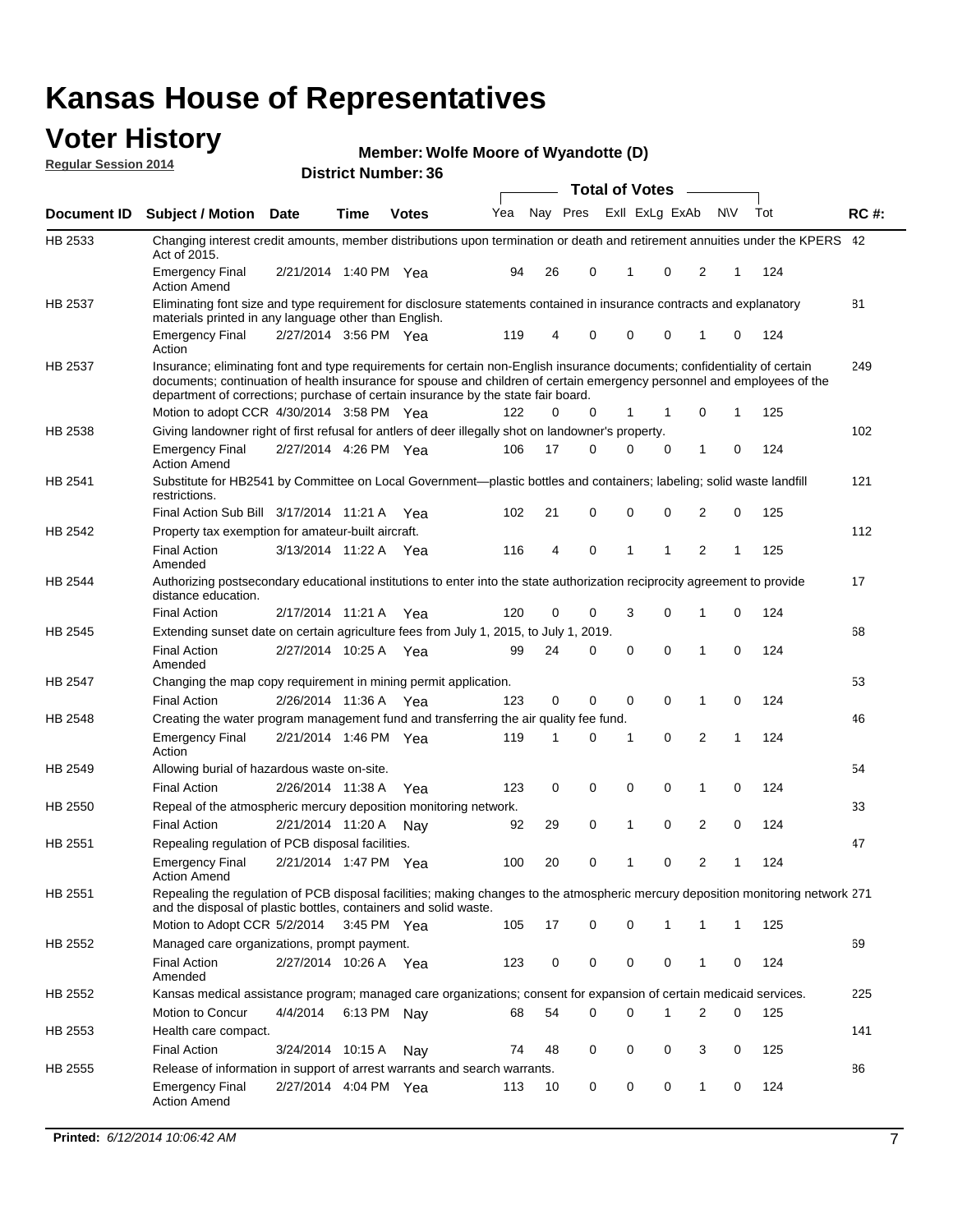# Kansas House of Representatives

## Voter History

**Regular Session 2014**

**Member: Wolfe Moore of Wyandotte (D)**

**District Number: 36**

| Document ID | Subject / Motion | Date | Time | Votes | Yea | Nay | Pres | ExII | ExLg | ExAb | N\V | Tot | RC #: |
|---|---|---|---|---|---|---|---|---|---|---|---|---|---|
| HB 2533 | Changing interest credit amounts, member distributions upon termination or death and retirement annuities under the KPERS Act of 2015. | | | | | | | | | | | | 42 |
| | Emergency Final Action Amend | 2/21/2014 | 1:40 PM | Yea | 94 | 26 | 0 | 1 | 0 | 2 | 1 | 124 | |
| HB 2537 | Eliminating font size and type requirement for disclosure statements contained in insurance contracts and explanatory materials printed in any language other than English. | | | | | | | | | | | | 81 |
| | Emergency Final Action | 2/27/2014 | 3:56 PM | Yea | 119 | 4 | 0 | 0 | 0 | 1 | 0 | 124 | |
| HB 2537 | Insurance; eliminating font and type requirements for certain non-English insurance documents; confidentiality of certain documents; continuation of health insurance for spouse and children of certain emergency personnel and employees of the department of corrections; purchase of certain insurance by the state fair board. | | | | | | | | | | | | 249 |
| | Motion to adopt CCR | 4/30/2014 | 3:58 PM | Yea | 122 | 0 | 0 | 1 | 1 | 0 | 1 | 125 | |
| HB 2538 | Giving landowner right of first refusal for antlers of deer illegally shot on landowner's property. | | | | | | | | | | | | 102 |
| | Emergency Final Action Amend | 2/27/2014 | 4:26 PM | Yea | 106 | 17 | 0 | 0 | 0 | 1 | 0 | 124 | |
| HB 2541 | Substitute for HB2541 by Committee on Local Government—plastic bottles and containers; labeling; solid waste landfill restrictions. | | | | | | | | | | | | 121 |
| | Final Action Sub Bill | 3/17/2014 | 11:21 A | Yea | 102 | 21 | 0 | 0 | 0 | 2 | 0 | 125 | |
| HB 2542 | Property tax exemption for amateur-built aircraft. | | | | | | | | | | | | 112 |
| | Final Action Amended | 3/13/2014 | 11:22 A | Yea | 116 | 4 | 0 | 1 | 1 | 2 | 1 | 125 | |
| HB 2544 | Authorizing postsecondary educational institutions to enter into the state authorization reciprocity agreement to provide distance education. | | | | | | | | | | | | 17 |
| | Final Action | 2/17/2014 | 11:21 A | Yea | 120 | 0 | 0 | 3 | 0 | 1 | 0 | 124 | |
| HB 2545 | Extending sunset date on certain agriculture fees from July 1, 2015, to July 1, 2019. | | | | | | | | | | | | 68 |
| | Final Action Amended | 2/27/2014 | 10:25 A | Yea | 99 | 24 | 0 | 0 | 0 | 1 | 0 | 124 | |
| HB 2547 | Changing the map copy requirement in mining permit application. | | | | | | | | | | | | 53 |
| | Final Action | 2/26/2014 | 11:36 A | Yea | 123 | 0 | 0 | 0 | 0 | 1 | 0 | 124 | |
| HB 2548 | Creating the water program management fund and transferring the air quality fee fund. | | | | | | | | | | | | 46 |
| | Emergency Final Action | 2/21/2014 | 1:46 PM | Yea | 119 | 1 | 0 | 1 | 0 | 2 | 1 | 124 | |
| HB 2549 | Allowing burial of hazardous waste on-site. | | | | | | | | | | | | 54 |
| | Final Action | 2/26/2014 | 11:38 A | Yea | 123 | 0 | 0 | 0 | 0 | 1 | 0 | 124 | |
| HB 2550 | Repeal of the atmospheric mercury deposition monitoring network. | | | | | | | | | | | | 33 |
| | Final Action | 2/21/2014 | 11:20 A | Nay | 92 | 29 | 0 | 1 | 0 | 2 | 0 | 124 | |
| HB 2551 | Repealing regulation of PCB disposal facilities. | | | | | | | | | | | | 47 |
| | Emergency Final Action Amend | 2/21/2014 | 1:47 PM | Yea | 100 | 20 | 0 | 1 | 0 | 2 | 1 | 124 | |
| HB 2551 | Repealing the regulation of PCB disposal facilities; making changes to the atmospheric mercury deposition monitoring network and the disposal of plastic bottles, containers and solid waste. | | | | | | | | | | | | 271 |
| | Motion to Adopt CCR | 5/2/2014 | 3:45 PM | Yea | 105 | 17 | 0 | 0 | 1 | 1 | 1 | 125 | |
| HB 2552 | Managed care organizations, prompt payment. | | | | | | | | | | | | 69 |
| | Final Action Amended | 2/27/2014 | 10:26 A | Yea | 123 | 0 | 0 | 0 | 0 | 1 | 0 | 124 | |
| HB 2552 | Kansas medical assistance program; managed care organizations; consent for expansion of certain medicaid services. | | | | | | | | | | | | 225 |
| | Motion to Concur | 4/4/2014 | 6:13 PM | Nay | 68 | 54 | 0 | 0 | 1 | 2 | 0 | 125 | |
| HB 2553 | Health care compact. | | | | | | | | | | | | 141 |
| | Final Action | 3/24/2014 | 10:15 A | Nay | 74 | 48 | 0 | 0 | 0 | 3 | 0 | 125 | |
| HB 2555 | Release of information in support of arrest warrants and search warrants. | | | | | | | | | | | | 86 |
| | Emergency Final Action Amend | 2/27/2014 | 4:04 PM | Yea | 113 | 10 | 0 | 0 | 0 | 1 | 0 | 124 | |

**Printed:** *6/12/2014 10:06:42 AM*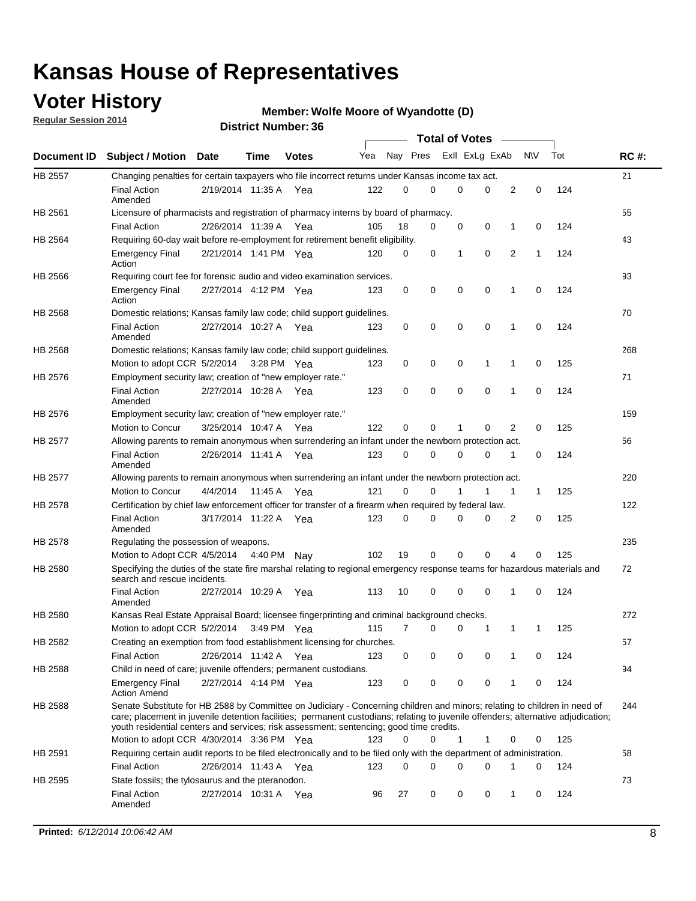# Kansas House of Representatives

## Voter History

**Regular Session 2014**

**Member: Wolfe Moore of Wyandotte (D)**

**District Number: 36**

| Document ID | Subject / Motion | Date | Time | Votes | Yea | Nay | Pres | ExII | ExLg | ExAb | N\V | Tot | RC #: |
|---|---|---|---|---|---|---|---|---|---|---|---|---|---|
| HB 2557 | Changing penalties for certain taxpayers who file incorrect returns under Kansas income tax act. | | | | | | | | | | | | 21 |
| | Final Action Amended | 2/19/2014 | 11:35 A | Yea | 122 | 0 | 0 | 0 | 0 | 2 | 0 | 124 | |
| HB 2561 | Licensure of pharmacists and registration of pharmacy interns by board of pharmacy. | | | | | | | | | | | | 55 |
| | Final Action | 2/26/2014 | 11:39 A | Yea | 105 | 18 | 0 | 0 | 0 | 1 | 0 | 124 | |
| HB 2564 | Requiring 60-day wait before re-employment for retirement benefit eligibility. | | | | | | | | | | | | 43 |
| | Emergency Final Action | 2/21/2014 | 1:41 PM | Yea | 120 | 0 | 0 | 1 | 0 | 2 | 1 | 124 | |
| HB 2566 | Requiring court fee for forensic audio and video examination services. | | | | | | | | | | | | 93 |
| | Emergency Final Action | 2/27/2014 | 4:12 PM | Yea | 123 | 0 | 0 | 0 | 0 | 1 | 0 | 124 | |
| HB 2568 | Domestic relations; Kansas family law code; child support guidelines. | | | | | | | | | | | | 70 |
| | Final Action Amended | 2/27/2014 | 10:27 A | Yea | 123 | 0 | 0 | 0 | 0 | 1 | 0 | 124 | |
| HB 2568 | Domestic relations; Kansas family law code; child support guidelines. | | | | | | | | | | | | 268 |
| | Motion to adopt CCR | 5/2/2014 | 3:28 PM | Yea | 123 | 0 | 0 | 0 | 1 | 1 | 0 | 125 | |
| HB 2576 | Employment security law; creation of "new employer rate." | | | | | | | | | | | | 71 |
| | Final Action Amended | 2/27/2014 | 10:28 A | Yea | 123 | 0 | 0 | 0 | 0 | 1 | 0 | 124 | |
| HB 2576 | Employment security law; creation of "new employer rate." | | | | | | | | | | | | 159 |
| | Motion to Concur | 3/25/2014 | 10:47 A | Yea | 122 | 0 | 0 | 1 | 0 | 2 | 0 | 125 | |
| HB 2577 | Allowing parents to remain anonymous when surrendering an infant under the newborn protection act. | | | | | | | | | | | | 56 |
| | Final Action Amended | 2/26/2014 | 11:41 A | Yea | 123 | 0 | 0 | 0 | 0 | 1 | 0 | 124 | |
| HB 2577 | Allowing parents to remain anonymous when surrendering an infant under the newborn protection act. | | | | | | | | | | | | 220 |
| | Motion to Concur | 4/4/2014 | 11:45 A | Yea | 121 | 0 | 0 | 1 | 1 | 1 | 1 | 125 | |
| HB 2578 | Certification by chief law enforcement officer for transfer of a firearm when required by federal law. | | | | | | | | | | | | 122 |
| | Final Action Amended | 3/17/2014 | 11:22 A | Yea | 123 | 0 | 0 | 0 | 0 | 2 | 0 | 125 | |
| HB 2578 | Regulating the possession of weapons. | | | | | | | | | | | | 235 |
| | Motion to Adopt CCR | 4/5/2014 | 4:40 PM | Nay | 102 | 19 | 0 | 0 | 0 | 4 | 0 | 125 | |
| HB 2580 | Specifying the duties of the state fire marshal relating to regional emergency response teams for hazardous materials and search and rescue incidents. | | | | | | | | | | | | 72 |
| | Final Action Amended | 2/27/2014 | 10:29 A | Yea | 113 | 10 | 0 | 0 | 0 | 1 | 0 | 124 | |
| HB 2580 | Kansas Real Estate Appraisal Board; licensee fingerprinting and criminal background checks. | | | | | | | | | | | | 272 |
| | Motion to adopt CCR | 5/2/2014 | 3:49 PM | Yea | 115 | 7 | 0 | 0 | 1 | 1 | 1 | 125 | |
| HB 2582 | Creating an exemption from food establishment licensing for churches. | | | | | | | | | | | | 57 |
| | Final Action | 2/26/2014 | 11:42 A | Yea | 123 | 0 | 0 | 0 | 0 | 1 | 0 | 124 | |
| HB 2588 | Child in need of care; juvenile offenders; permanent custodians. | | | | | | | | | | | | 94 |
| | Emergency Final Action Amend | 2/27/2014 | 4:14 PM | Yea | 123 | 0 | 0 | 0 | 0 | 1 | 0 | 124 | |
| HB 2588 | Senate Substitute for HB 2588 by Committee on Judiciary - Concerning children and minors; relating to children in need of care; placement in juvenile detention facilities; permanent custodians; relating to juvenile offenders; alternative adjudication; youth residential centers and services; risk assessment; sentencing; good time credits. | | | | | | | | | | | | 244 |
| | Motion to adopt CCR | 4/30/2014 | 3:36 PM | Yea | 123 | 0 | 0 | 1 | 1 | 0 | 0 | 125 | |
| HB 2591 | Requiring certain audit reports to be filed electronically and to be filed only with the department of administration. | | | | | | | | | | | | 58 |
| | Final Action | 2/26/2014 | 11:43 A | Yea | 123 | 0 | 0 | 0 | 0 | 1 | 0 | 124 | |
| HB 2595 | State fossils; the tylosaurus and the pteranodon. | | | | | | | | | | | | 73 |
| | Final Action Amended | 2/27/2014 | 10:31 A | Yea | 96 | 27 | 0 | 0 | 0 | 1 | 0 | 124 | |

**Printed:** *6/12/2014 10:06:42 AM*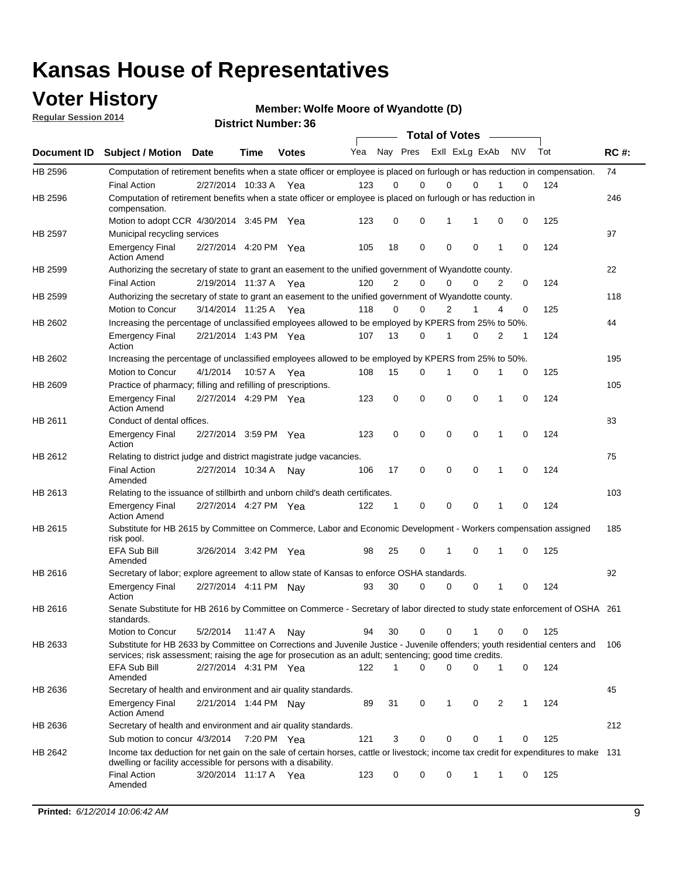# Kansas House of Representatives

## Voter History

**Regular Session 2014**

**Member: Wolfe Moore of Wyandotte (D)**

**District Number: 36**

| Document ID | Subject / Motion | Date | Time | Votes | Yea | Nay | Pres | ExlI | ExLg | ExAb | N\V | Tot | RC #: |
|---|---|---|---|---|---|---|---|---|---|---|---|---|---|
| HB 2596 | Computation of retirement benefits when a state officer or employee is placed on furlough or has reduction in compensation. | | | | | | | | | | | | 74 |
| | Final Action | 2/27/2014 | 10:33 A | Yea | 123 | 0 | 0 | 0 | 0 | 1 | 0 | 124 | |
| HB 2596 | Computation of retirement benefits when a state officer or employee is placed on furlough or has reduction in compensation. | | | | | | | | | | | | 246 |
| | Motion to adopt CCR | 4/30/2014 | 3:45 PM | Yea | 123 | 0 | 0 | 1 | 1 | 0 | 0 | 125 | |
| HB 2597 | Municipal recycling services | | | | | | | | | | | | 97 |
| | Emergency Final Action Amend | 2/27/2014 | 4:20 PM | Yea | 105 | 18 | 0 | 0 | 0 | 1 | 0 | 124 | |
| HB 2599 | Authorizing the secretary of state to grant an easement to the unified government of Wyandotte county. | | | | | | | | | | | | 22 |
| | Final Action | 2/19/2014 | 11:37 A | Yea | 120 | 2 | 0 | 0 | 0 | 2 | 0 | 124 | |
| HB 2599 | Authorizing the secretary of state to grant an easement to the unified government of Wyandotte county. | | | | | | | | | | | | 118 |
| | Motion to Concur | 3/14/2014 | 11:25 A | Yea | 118 | 0 | 0 | 2 | 1 | 4 | 0 | 125 | |
| HB 2602 | Increasing the percentage of unclassified employees allowed to be employed by KPERS from 25% to 50%. | | | | | | | | | | | | 44 |
| | Emergency Final Action | 2/21/2014 | 1:43 PM | Yea | 107 | 13 | 0 | 1 | 0 | 2 | 1 | 124 | |
| HB 2602 | Increasing the percentage of unclassified employees allowed to be employed by KPERS from 25% to 50%. | | | | | | | | | | | | 195 |
| | Motion to Concur | 4/1/2014 | 10:57 A | Yea | 108 | 15 | 0 | 1 | 0 | 1 | 0 | 125 | |
| HB 2609 | Practice of pharmacy; filling and refilling of prescriptions. | | | | | | | | | | | | 105 |
| | Emergency Final Action Amend | 2/27/2014 | 4:29 PM | Yea | 123 | 0 | 0 | 0 | 0 | 1 | 0 | 124 | |
| HB 2611 | Conduct of dental offices. | | | | | | | | | | | | 83 |
| | Emergency Final Action | 2/27/2014 | 3:59 PM | Yea | 123 | 0 | 0 | 0 | 0 | 1 | 0 | 124 | |
| HB 2612 | Relating to district judge and district magistrate judge vacancies. | | | | | | | | | | | | 75 |
| | Final Action Amended | 2/27/2014 | 10:34 A | Nay | 106 | 17 | 0 | 0 | 0 | 1 | 0 | 124 | |
| HB 2613 | Relating to the issuance of stillbirth and unborn child's death certificates. | | | | | | | | | | | | 103 |
| | Emergency Final Action Amend | 2/27/2014 | 4:27 PM | Yea | 122 | 1 | 0 | 0 | 0 | 1 | 0 | 124 | |
| HB 2615 | Substitute for HB 2615 by Committee on Commerce, Labor and Economic Development - Workers compensation assigned risk pool. | | | | | | | | | | | | 185 |
| | EFA Sub Bill Amended | 3/26/2014 | 3:42 PM | Yea | 98 | 25 | 0 | 1 | 0 | 1 | 0 | 125 | |
| HB 2616 | Secretary of labor; explore agreement to allow state of Kansas to enforce OSHA standards. | | | | | | | | | | | | 92 |
| | Emergency Final Action | 2/27/2014 | 4:11 PM | Nay | 93 | 30 | 0 | 0 | 0 | 1 | 0 | 124 | |
| HB 2616 | Senate Substitute for HB 2616 by Committee on Commerce - Secretary of labor directed to study state enforcement of OSHA standards. | | | | | | | | | | | | 261 |
| | Motion to Concur | 5/2/2014 | 11:47 A | Nay | 94 | 30 | 0 | 0 | 1 | 0 | 0 | 125 | |
| HB 2633 | Substitute for HB 2633 by Committee on Corrections and Juvenile Justice - Juvenile offenders; youth residential centers and services; risk assessment; raising the age for prosecution as an adult; sentencing; good time credits. | | | | | | | | | | | | 106 |
| | EFA Sub Bill Amended | 2/27/2014 | 4:31 PM | Yea | 122 | 1 | 0 | 0 | 0 | 1 | 0 | 124 | |
| HB 2636 | Secretary of health and environment and air quality standards. | | | | | | | | | | | | 45 |
| | Emergency Final Action Amend | 2/21/2014 | 1:44 PM | Nay | 89 | 31 | 0 | 1 | 0 | 2 | 1 | 124 | |
| HB 2636 | Secretary of health and environment and air quality standards. | | | | | | | | | | | | 212 |
| | Sub motion to concur | 4/3/2014 | 7:20 PM | Yea | 121 | 3 | 0 | 0 | 0 | 1 | 0 | 125 | |
| HB 2642 | Income tax deduction for net gain on the sale of certain horses, cattle or livestock; income tax credit for expenditures to make dwelling or facility accessible for persons with a disability. | | | | | | | | | | | | 131 |
| | Final Action Amended | 3/20/2014 | 11:17 A | Yea | 123 | 0 | 0 | 0 | 1 | 1 | 0 | 125 | |

**Printed:** *6/12/2014 10:06:42 AM*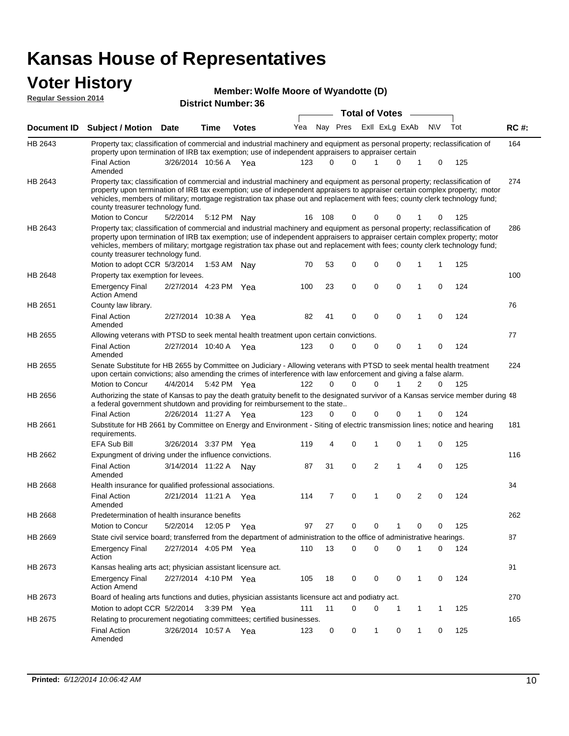# Kansas House of Representatives

## Voter History

**Regular Session 2014**

**Member: Wolfe Moore of Wyandotte (D)**

**District Number: 36**

| Document ID | Subject / Motion | Date | Time | Votes | Yea | Nay | Pres | ExII | ExLg | ExAb | N\V | Tot | RC #: |
|---|---|---|---|---|---|---|---|---|---|---|---|---|---|
| HB 2643 | Property tax; classification of commercial and industrial machinery and equipment as personal property; reclassification of property upon termination of IRB tax exemption; use of independent appraisers to appraiser certain | | | | | | | | | | | | 164 |
| | Final Action Amended | 3/26/2014 | 10:56 A | Yea | 123 | 0 | 0 | 1 | 0 | 1 | 0 | 125 | |
| HB 2643 | Property tax; classification of commercial and industrial machinery and equipment as personal property; reclassification of property upon termination of IRB tax exemption; use of independent appraisers to appraiser certain complex property; motor vehicles, members of military; mortgage registration tax phase out and replacement with fees; county clerk technology fund; county treasurer technology fund. | | | | | | | | | | | | 274 |
| | Motion to Concur | 5/2/2014 | 5:12 PM | Nay | 16 | 108 | 0 | 0 | 0 | 1 | 0 | 125 | |
| HB 2643 | Property tax; classification of commercial and industrial machinery and equipment as personal property; reclassification of property upon termination of IRB tax exemption; use of independent appraisers to appraiser certain complex property; motor vehicles, members of military; mortgage registration tax phase out and replacement with fees; county clerk technology fund; county treasurer technology fund. | | | | | | | | | | | | 286 |
| | Motion to adopt CCR | 5/3/2014 | 1:53 AM | Nay | 70 | 53 | 0 | 0 | 0 | 1 | 1 | 125 | |
| HB 2648 | Property tax exemption for levees. | | | | | | | | | | | | 100 |
| | Emergency Final Action Amend | 2/27/2014 | 4:23 PM | Yea | 100 | 23 | 0 | 0 | 0 | 1 | 0 | 124 | |
| HB 2651 | County law library. | | | | | | | | | | | | 76 |
| | Final Action Amended | 2/27/2014 | 10:38 A | Yea | 82 | 41 | 0 | 0 | 0 | 1 | 0 | 124 | |
| HB 2655 | Allowing veterans with PTSD to seek mental health treatment upon certain convictions. | | | | | | | | | | | | 77 |
| | Final Action Amended | 2/27/2014 | 10:40 A | Yea | 123 | 0 | 0 | 0 | 0 | 1 | 0 | 124 | |
| HB 2655 | Senate Substitute for HB 2655 by Committee on Judiciary - Allowing veterans with PTSD to seek mental health treatment upon certain convictions; also amending the crimes of interference with law enforcement and giving a false alarm. | | | | | | | | | | | | 224 |
| | Motion to Concur | 4/4/2014 | 5:42 PM | Yea | 122 | 0 | 0 | 0 | 1 | 2 | 0 | 125 | |
| HB 2656 | Authorizing the state of Kansas to pay the death gratuity benefit to the designated survivor of a Kansas service member during a federal government shutdown and providing for reimbursement to the state.. | | | | | | | | | | | | 48 |
| | Final Action | 2/26/2014 | 11:27 A | Yea | 123 | 0 | 0 | 0 | 0 | 1 | 0 | 124 | |
| HB 2661 | Substitute for HB 2661 by Committee on Energy and Environment - Siting of electric transmission lines; notice and hearing requirements. | | | | | | | | | | | | 181 |
| | EFA Sub Bill | 3/26/2014 | 3:37 PM | Yea | 119 | 4 | 0 | 1 | 0 | 1 | 0 | 125 | |
| HB 2662 | Expungment of driving under the influence convictions. | | | | | | | | | | | | 116 |
| | Final Action Amended | 3/14/2014 | 11:22 A | Nay | 87 | 31 | 0 | 2 | 1 | 4 | 0 | 125 | |
| HB 2668 | Health insurance for qualified professional associations. | | | | | | | | | | | | 34 |
| | Final Action Amended | 2/21/2014 | 11:21 A | Yea | 114 | 7 | 0 | 1 | 0 | 2 | 0 | 124 | |
| HB 2668 | Predetermination of health insurance benefits | | | | | | | | | | | | 262 |
| | Motion to Concur | 5/2/2014 | 12:05 P | Yea | 97 | 27 | 0 | 0 | 1 | 0 | 0 | 125 | |
| HB 2669 | State civil service board; transferred from the department of administration to the office of administrative hearings. | | | | | | | | | | | | 87 |
| | Emergency Final Action | 2/27/2014 | 4:05 PM | Yea | 110 | 13 | 0 | 0 | 0 | 1 | 0 | 124 | |
| HB 2673 | Kansas healing arts act; physician assistant licensure act. | | | | | | | | | | | | 91 |
| | Emergency Final Action Amend | 2/27/2014 | 4:10 PM | Yea | 105 | 18 | 0 | 0 | 0 | 1 | 0 | 124 | |
| HB 2673 | Board of healing arts functions and duties, physician assistants licensure act and podiatry act. | | | | | | | | | | | | 270 |
| | Motion to adopt CCR | 5/2/2014 | 3:39 PM | Yea | 111 | 11 | 0 | 0 | 1 | 1 | 1 | 125 | |
| HB 2675 | Relating to procurement negotiating committees; certified businesses. | | | | | | | | | | | | 165 |
| | Final Action Amended | 3/26/2014 | 10:57 A | Yea | 123 | 0 | 0 | 1 | 0 | 1 | 0 | 125 | |

**Printed:** *6/12/2014 10:06:42 AM*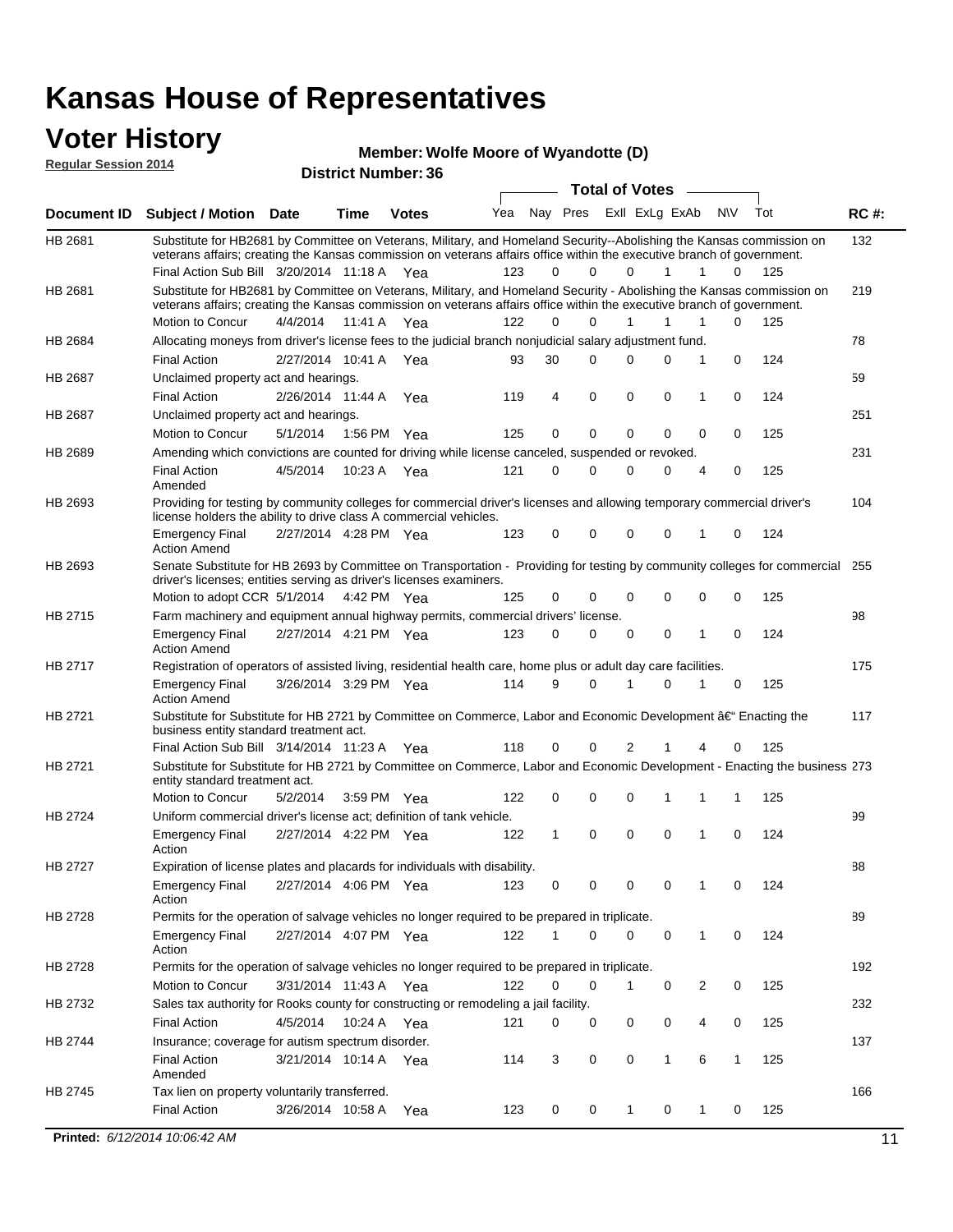# Kansas House of Representatives

## Voter History

**Regular Session 2014**

**Member: Wolfe Moore of Wyandotte (D)**

**District Number: 36**

| Document ID | Subject / Motion | Date | Time | Votes | Yea | Nay | Pres | ExII | ExLg | ExAb | N\V | Tot | RC #: |
|---|---|---|---|---|---|---|---|---|---|---|---|---|---|
| HB 2681 | Substitute for HB2681 by Committee on Veterans, Military, and Homeland Security--Abolishing the Kansas commission on veterans affairs; creating the Kansas commission on veterans affairs office within the executive branch of government. | | | | | | | | | | | | 132 |
| | Final Action Sub Bill | 3/20/2014 | 11:18 A | Yea | 123 | 0 | 0 | 0 | 1 | 1 | 0 | 125 | |
| HB 2681 | Substitute for HB2681 by Committee on Veterans, Military, and Homeland Security - Abolishing the Kansas commission on veterans affairs; creating the Kansas commission on veterans affairs office within the executive branch of government. | | | | | | | | | | | | 219 |
| | Motion to Concur | 4/4/2014 | 11:41 A | Yea | 122 | 0 | 0 | 1 | 1 | 1 | 0 | 125 | |
| HB 2684 | Allocating moneys from driver's license fees to the judicial branch nonjudicial salary adjustment fund. | | | | | | | | | | | | 78 |
| | Final Action | 2/27/2014 | 10:41 A | Yea | 93 | 30 | 0 | 0 | 0 | 1 | 0 | 124 | |
| HB 2687 | Unclaimed property act and hearings. | | | | | | | | | | | | 59 |
| | Final Action | 2/26/2014 | 11:44 A | Yea | 119 | 4 | 0 | 0 | 0 | 1 | 0 | 124 | |
| HB 2687 | Unclaimed property act and hearings. | | | | | | | | | | | | 251 |
| | Motion to Concur | 5/1/2014 | 1:56 PM | Yea | 125 | 0 | 0 | 0 | 0 | 0 | 0 | 125 | |
| HB 2689 | Amending which convictions are counted for driving while license canceled, suspended or revoked. | | | | | | | | | | | | 231 |
| | Final Action Amended | 4/5/2014 | 10:23 A | Yea | 121 | 0 | 0 | 0 | 0 | 4 | 0 | 125 | |
| HB 2693 | Providing for testing by community colleges for commercial driver's licenses and allowing temporary commercial driver's license holders the ability to drive class A commercial vehicles. | | | | | | | | | | | | 104 |
| | Emergency Final Action Amend | 2/27/2014 | 4:28 PM | Yea | 123 | 0 | 0 | 0 | 0 | 1 | 0 | 124 | |
| HB 2693 | Senate Substitute for HB 2693 by Committee on Transportation - Providing for testing by community colleges for commercial driver's licenses; entities serving as driver's licenses examiners. | | | | | | | | | | | | 255 |
| | Motion to adopt CCR | 5/1/2014 | 4:42 PM | Yea | 125 | 0 | 0 | 0 | 0 | 0 | 0 | 125 | |
| HB 2715 | Farm machinery and equipment annual highway permits, commercial drivers' license. | | | | | | | | | | | | 98 |
| | Emergency Final Action Amend | 2/27/2014 | 4:21 PM | Yea | 123 | 0 | 0 | 0 | 0 | 1 | 0 | 124 | |
| HB 2717 | Registration of operators of assisted living, residential health care, home plus or adult day care facilities. | | | | | | | | | | | | 175 |
| | Emergency Final Action Amend | 3/26/2014 | 3:29 PM | Yea | 114 | 9 | 0 | 1 | 0 | 1 | 0 | 125 | |
| HB 2721 | Substitute for Substitute for HB 2721 by Committee on Commerce, Labor and Economic Development â€" Enacting the business entity standard treatment act. | | | | | | | | | | | | 117 |
| | Final Action Sub Bill | 3/14/2014 | 11:23 A | Yea | 118 | 0 | 0 | 2 | 1 | 4 | 0 | 125 | |
| HB 2721 | Substitute for Substitute for HB 2721 by Committee on Commerce, Labor and Economic Development - Enacting the business entity standard treatment act. | | | | | | | | | | | | 273 |
| | Motion to Concur | 5/2/2014 | 3:59 PM | Yea | 122 | 0 | 0 | 0 | 1 | 1 | 1 | 125 | |
| HB 2724 | Uniform commercial driver's license act; definition of tank vehicle. | | | | | | | | | | | | 99 |
| | Emergency Final Action | 2/27/2014 | 4:22 PM | Yea | 122 | 1 | 0 | 0 | 0 | 1 | 0 | 124 | |
| HB 2727 | Expiration of license plates and placards for individuals with disability. | | | | | | | | | | | | 88 |
| | Emergency Final Action | 2/27/2014 | 4:06 PM | Yea | 123 | 0 | 0 | 0 | 0 | 1 | 0 | 124 | |
| HB 2728 | Permits for the operation of salvage vehicles no longer required to be prepared in triplicate. | | | | | | | | | | | | 89 |
| | Emergency Final Action | 2/27/2014 | 4:07 PM | Yea | 122 | 1 | 0 | 0 | 0 | 1 | 0 | 124 | |
| HB 2728 | Permits for the operation of salvage vehicles no longer required to be prepared in triplicate. | | | | | | | | | | | | 192 |
| | Motion to Concur | 3/31/2014 | 11:43 A | Yea | 122 | 0 | 0 | 1 | 0 | 2 | 0 | 125 | |
| HB 2732 | Sales tax authority for Rooks county for constructing or remodeling a jail facility. | | | | | | | | | | | | 232 |
| | Final Action | 4/5/2014 | 10:24 A | Yea | 121 | 0 | 0 | 0 | 0 | 4 | 0 | 125 | |
| HB 2744 | Insurance; coverage for autism spectrum disorder. | | | | | | | | | | | | 137 |
| | Final Action Amended | 3/21/2014 | 10:14 A | Yea | 114 | 3 | 0 | 0 | 1 | 6 | 1 | 125 | |
| HB 2745 | Tax lien on property voluntarily transferred. | | | | | | | | | | | | 166 |
| | Final Action | 3/26/2014 | 10:58 A | Yea | 123 | 0 | 0 | 1 | 0 | 1 | 0 | 125 | |

**Printed:** *6/12/2014 10:06:42 AM*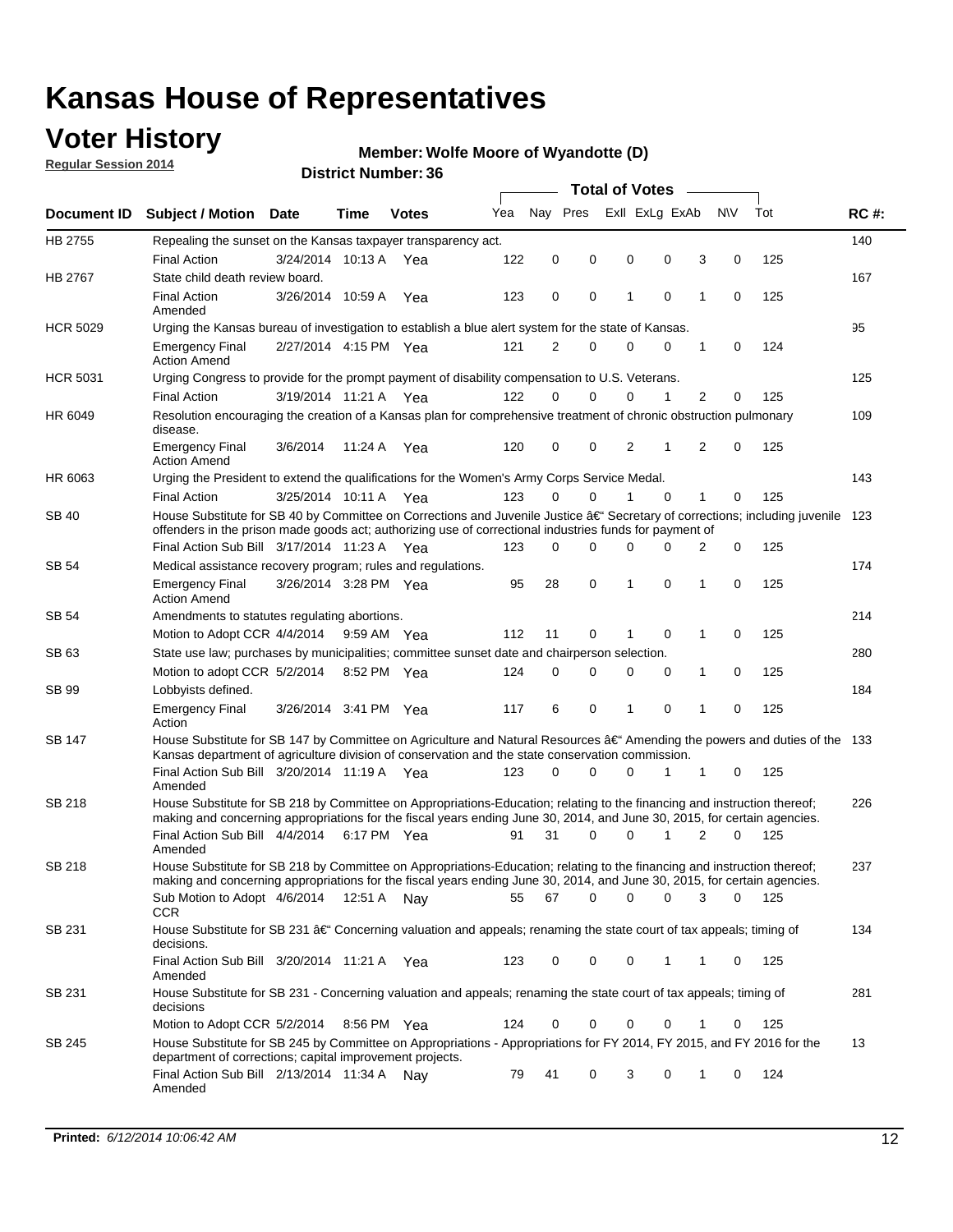# Kansas House of Representatives

## Voter History

**Regular Session 2014**

**Member: Wolfe Moore of Wyandotte (D)**

**District Number: 36**

| Document ID | Subject / Motion | Date | Time | Votes | Yea | Nay | Pres | ExII | ExLg | ExAb | N\V | Tot | RC #: |
|---|---|---|---|---|---|---|---|---|---|---|---|---|---|
| HB 2755 | Repealing the sunset on the Kansas taxpayer transparency act. | | | | | | | | | | | | 140 |
| | Final Action | 3/24/2014 | 10:13 A | Yea | 122 | 0 | 0 | 0 | 0 | 3 | 0 | 125 | |
| HB 2767 | State child death review board. | | | | | | | | | | | | 167 |
| | Final Action Amended | 3/26/2014 | 10:59 A | Yea | 123 | 0 | 0 | 1 | 0 | 1 | 0 | 125 | |
| HCR 5029 | Urging the Kansas bureau of investigation to establish a blue alert system for the state of Kansas. | | | | | | | | | | | | 95 |
| | Emergency Final Action Amend | 2/27/2014 | 4:15 PM | Yea | 121 | 2 | 0 | 0 | 0 | 1 | 0 | 124 | |
| HCR 5031 | Urging Congress to provide for the prompt payment of disability compensation to U.S. Veterans. | | | | | | | | | | | | 125 |
| | Final Action | 3/19/2014 | 11:21 A | Yea | 122 | 0 | 0 | 0 | 1 | 2 | 0 | 125 | |
| HR 6049 | Resolution encouraging the creation of a Kansas plan for comprehensive treatment of chronic obstruction pulmonary disease. | | | | | | | | | | | | 109 |
| | Emergency Final Action Amend | 3/6/2014 | 11:24 A | Yea | 120 | 0 | 0 | 2 | 1 | 2 | 0 | 125 | |
| HR 6063 | Urging the President to extend the qualifications for the Women's Army Corps Service Medal. | | | | | | | | | | | | 143 |
| | Final Action | 3/25/2014 | 10:11 A | Yea | 123 | 0 | 0 | 1 | 0 | 1 | 0 | 125 | |
| SB 40 | House Substitute for SB 40 by Committee on Corrections and Juvenile Justice â€" Secretary of corrections; including juvenile offenders in the prison made goods act; authorizing use of correctional industries funds for payment of | | | | | | | | | | | | 123 |
| | Final Action Sub Bill | 3/17/2014 | 11:23 A | Yea | 123 | 0 | 0 | 0 | 0 | 2 | 0 | 125 | |
| SB 54 | Medical assistance recovery program; rules and regulations. | | | | | | | | | | | | 174 |
| | Emergency Final Action Amend | 3/26/2014 | 3:28 PM | Yea | 95 | 28 | 0 | 1 | 0 | 1 | 0 | 125 | |
| SB 54 | Amendments to statutes regulating abortions. | | | | | | | | | | | | 214 |
| | Motion to Adopt CCR | 4/4/2014 | 9:59 AM | Yea | 112 | 11 | 0 | 1 | 0 | 1 | 0 | 125 | |
| SB 63 | State use law; purchases by municipalities; committee sunset date and chairperson selection. | | | | | | | | | | | | 280 |
| | Motion to adopt CCR | 5/2/2014 | 8:52 PM | Yea | 124 | 0 | 0 | 0 | 0 | 1 | 0 | 125 | |
| SB 99 | Lobbyists defined. | | | | | | | | | | | | 184 |
| | Emergency Final Action | 3/26/2014 | 3:41 PM | Yea | 117 | 6 | 0 | 1 | 0 | 1 | 0 | 125 | |
| SB 147 | House Substitute for SB 147 by Committee on Agriculture and Natural Resources â€" Amending the powers and duties of the Kansas department of agriculture division of conservation and the state conservation commission. | | | | | | | | | | | | 133 |
| | Final Action Sub Bill Amended | 3/20/2014 | 11:19 A | Yea | 123 | 0 | 0 | 0 | 1 | 1 | 0 | 125 | |
| SB 218 | House Substitute for SB 218 by Committee on Appropriations-Education; relating to the financing and instruction thereof; making and concerning appropriations for the fiscal years ending June 30, 2014, and June 30, 2015, for certain agencies. | | | | | | | | | | | | 226 |
| | Final Action Sub Bill Amended | 4/4/2014 | 6:17 PM | Yea | 91 | 31 | 0 | 0 | 1 | 2 | 0 | 125 | |
| SB 218 | House Substitute for SB 218 by Committee on Appropriations-Education; relating to the financing and instruction thereof; making and concerning appropriations for the fiscal years ending June 30, 2014, and June 30, 2015, for certain agencies. | | | | | | | | | | | | 237 |
| | Sub Motion to Adopt CCR | 4/6/2014 | 12:51 A | Nay | 55 | 67 | 0 | 0 | 0 | 3 | 0 | 125 | |
| SB 231 | House Substitute for SB 231 â€" Concerning valuation and appeals; renaming the state court of tax appeals; timing of decisions. | | | | | | | | | | | | 134 |
| | Final Action Sub Bill Amended | 3/20/2014 | 11:21 A | Yea | 123 | 0 | 0 | 0 | 1 | 1 | 0 | 125 | |
| SB 231 | House Substitute for SB 231 - Concerning valuation and appeals; renaming the state court of tax appeals; timing of decisions | | | | | | | | | | | | 281 |
| | Motion to Adopt CCR | 5/2/2014 | 8:56 PM | Yea | 124 | 0 | 0 | 0 | 0 | 1 | 0 | 125 | |
| SB 245 | House Substitute for SB 245 by Committee on Appropriations - Appropriations for FY 2014, FY 2015, and FY 2016 for the department of corrections; capital improvement projects. | | | | | | | | | | | | 13 |
| | Final Action Sub Bill Amended | 2/13/2014 | 11:34 A | Nay | 79 | 41 | 0 | 3 | 0 | 1 | 0 | 124 | |

**Printed:** *6/12/2014 10:06:42 AM*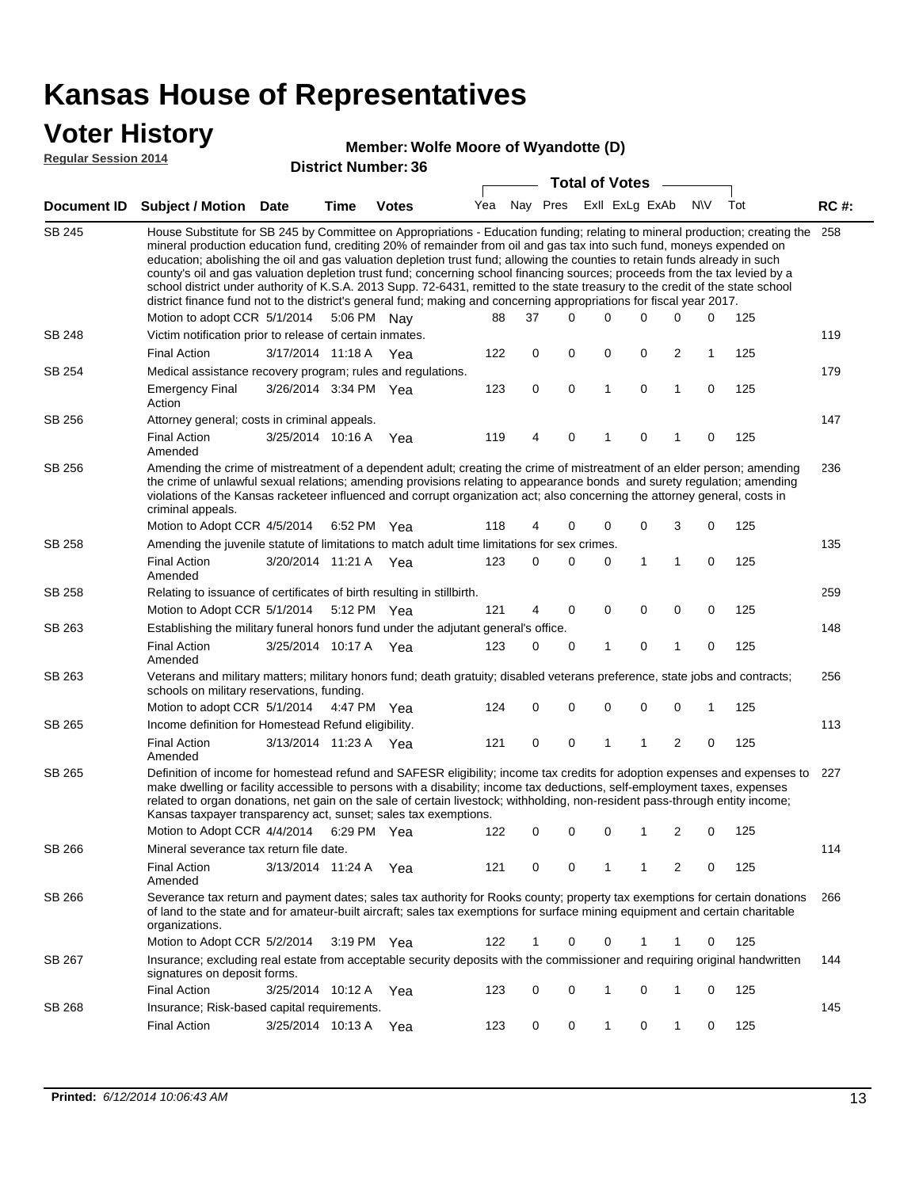# Kansas House of Representatives

## Voter History

**Regular Session 2014**

**Member: Wolfe Moore of Wyandotte (D)**

**District Number: 36**

| Document ID | Subject / Motion | Date | Time | Votes | Yea | Nay | Pres | ExII | ExLg | ExAb | N\V | Tot | RC #: |
|---|---|---|---|---|---|---|---|---|---|---|---|---|---|
| SB 245 | House Substitute for SB 245 by Committee on Appropriations - Education funding; relating to mineral production; creating the mineral production education fund, crediting 20% of remainder from oil and gas tax into such fund, moneys expended on education; abolishing the oil and gas valuation depletion trust fund; allowing the counties to retain funds already in such county's oil and gas valuation depletion trust fund; concerning school financing sources; proceeds from the tax levied by a school district under authority of K.S.A. 2013 Supp. 72-6431, remitted to the state treasury to the credit of the state school district finance fund not to the district's general fund; making and concerning appropriations for fiscal year 2017. | | | | | | | | | | | | 258 |
| | Motion to adopt CCR | 5/1/2014 | 5:06 PM | Nay | 88 | 37 | 0 | 0 | 0 | 0 | 0 | 125 | |
| SB 248 | Victim notification prior to release of certain inmates. | | | | | | | | | | | | 119 |
| | Final Action | 3/17/2014 | 11:18 A | Yea | 122 | 0 | 0 | 0 | 0 | 2 | 1 | 125 | |
| SB 254 | Medical assistance recovery program; rules and regulations. | | | | | | | | | | | | 179 |
| | Emergency Final Action | 3/26/2014 | 3:34 PM | Yea | 123 | 0 | 0 | 1 | 0 | 1 | 0 | 125 | |
| SB 256 | Attorney general; costs in criminal appeals. | | | | | | | | | | | | 147 |
| | Final Action Amended | 3/25/2014 | 10:16 A | Yea | 119 | 4 | 0 | 1 | 0 | 1 | 0 | 125 | |
| SB 256 | Amending the crime of mistreatment of a dependent adult; creating the crime of mistreatment of an elder person; amending the crime of unlawful sexual relations; amending provisions relating to appearance bonds and surety regulation; amending violations of the Kansas racketeer influenced and corrupt organization act; also concerning the attorney general, costs in criminal appeals. | | | | | | | | | | | | 236 |
| | Motion to Adopt CCR | 4/5/2014 | 6:52 PM | Yea | 118 | 4 | 0 | 0 | 0 | 3 | 0 | 125 | |
| SB 258 | Amending the juvenile statute of limitations to match adult time limitations for sex crimes. | | | | | | | | | | | | 135 |
| | Final Action Amended | 3/20/2014 | 11:21 A | Yea | 123 | 0 | 0 | 0 | 1 | 1 | 0 | 125 | |
| SB 258 | Relating to issuance of certificates of birth resulting in stillbirth. | | | | | | | | | | | | 259 |
| | Motion to Adopt CCR | 5/1/2014 | 5:12 PM | Yea | 121 | 4 | 0 | 0 | 0 | 0 | 0 | 125 | |
| SB 263 | Establishing the military funeral honors fund under the adjutant general's office. | | | | | | | | | | | | 148 |
| | Final Action Amended | 3/25/2014 | 10:17 A | Yea | 123 | 0 | 0 | 1 | 0 | 1 | 0 | 125 | |
| SB 263 | Veterans and military matters; military honors fund; death gratuity; disabled veterans preference, state jobs and contracts; schools on military reservations, funding. | | | | | | | | | | | | 256 |
| | Motion to adopt CCR | 5/1/2014 | 4:47 PM | Yea | 124 | 0 | 0 | 0 | 0 | 0 | 1 | 125 | |
| SB 265 | Income definition for Homestead Refund eligibility. | | | | | | | | | | | | 113 |
| | Final Action Amended | 3/13/2014 | 11:23 A | Yea | 121 | 0 | 0 | 1 | 1 | 2 | 0 | 125 | |
| SB 265 | Definition of income for homestead refund and SAFESR eligibility; income tax credits for adoption expenses and expenses to make dwelling or facility accessible to persons with a disability; income tax deductions, self-employment taxes, expenses related to organ donations, net gain on the sale of certain livestock; withholding, non-resident pass-through entity income; Kansas taxpayer transparency act, sunset; sales tax exemptions. | | | | | | | | | | | | 227 |
| | Motion to Adopt CCR | 4/4/2014 | 6:29 PM | Yea | 122 | 0 | 0 | 0 | 1 | 2 | 0 | 125 | |
| SB 266 | Mineral severance tax return file date. | | | | | | | | | | | | 114 |
| | Final Action Amended | 3/13/2014 | 11:24 A | Yea | 121 | 0 | 0 | 1 | 1 | 2 | 0 | 125 | |
| SB 266 | Severance tax return and payment dates; sales tax authority for Rooks county; property tax exemptions for certain donations of land to the state and for amateur-built aircraft; sales tax exemptions for surface mining equipment and certain charitable organizations. | | | | | | | | | | | | 266 |
| | Motion to Adopt CCR | 5/2/2014 | 3:19 PM | Yea | 122 | 1 | 0 | 0 | 1 | 1 | 0 | 125 | |
| SB 267 | Insurance; excluding real estate from acceptable security deposits with the commissioner and requiring original handwritten signatures on deposit forms. | | | | | | | | | | | | 144 |
| | Final Action | 3/25/2014 | 10:12 A | Yea | 123 | 0 | 0 | 1 | 0 | 1 | 0 | 125 | |
| SB 268 | Insurance; Risk-based capital requirements. | | | | | | | | | | | | 145 |
| | Final Action | 3/25/2014 | 10:13 A | Yea | 123 | 0 | 0 | 1 | 0 | 1 | 0 | 125 | |

**Printed:** *6/12/2014 10:06:43 AM*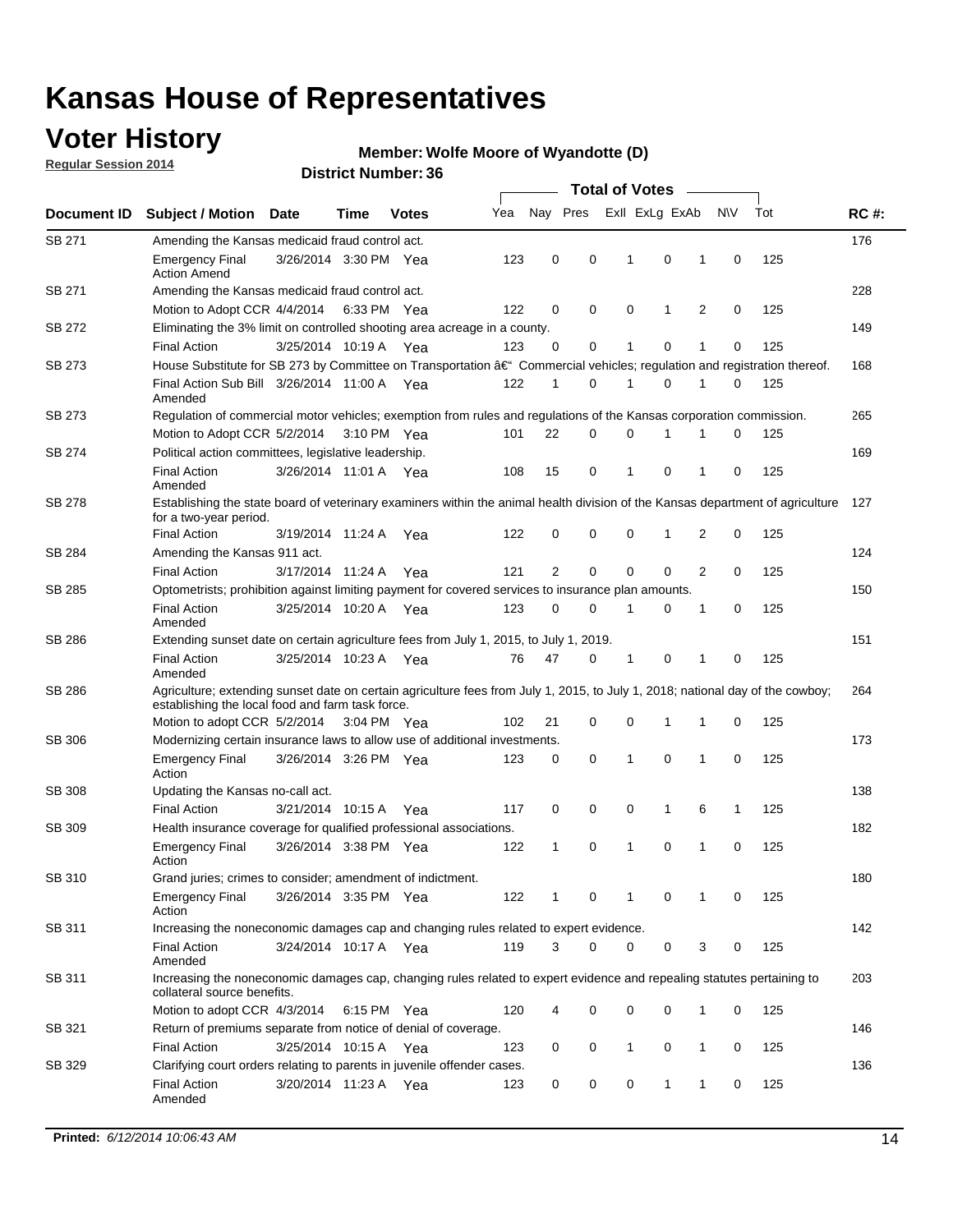# Kansas House of Representatives

## Voter History

**Regular Session 2014**

**Member: Wolfe Moore of Wyandotte (D)**

**District Number: 36**

| Document ID | Subject / Motion | Date | Time | Votes | Yea | Nay | Pres | ExII | ExLg | ExAb | N\V | Tot | RC #: |
|---|---|---|---|---|---|---|---|---|---|---|---|---|---|
| SB 271 | Amending the Kansas medicaid fraud control act. | | | | | | | | | | | | 176 |
| | Emergency Final Action Amend | 3/26/2014 | 3:30 PM | Yea | 123 | 0 | 0 | 1 | 0 | 1 | 0 | 125 | |
| SB 271 | Amending the Kansas medicaid fraud control act. | | | | | | | | | | | | 228 |
| | Motion to Adopt CCR | 4/4/2014 | 6:33 PM | Yea | 122 | 0 | 0 | 0 | 1 | 2 | 0 | 125 | |
| SB 272 | Eliminating the 3% limit on controlled shooting area acreage in a county. | | | | | | | | | | | | 149 |
| | Final Action | 3/25/2014 | 10:19 A | Yea | 123 | 0 | 0 | 1 | 0 | 1 | 0 | 125 | |
| SB 273 | House Substitute for SB 273 by Committee on Transportation â€" Commercial vehicles; regulation and registration thereof. | | | | | | | | | | | | 168 |
| | Final Action Sub Bill Amended | 3/26/2014 | 11:00 A | Yea | 122 | 1 | 0 | 1 | 0 | 1 | 0 | 125 | |
| SB 273 | Regulation of commercial motor vehicles; exemption from rules and regulations of the Kansas corporation commission. | | | | | | | | | | | | 265 |
| | Motion to Adopt CCR | 5/2/2014 | 3:10 PM | Yea | 101 | 22 | 0 | 0 | 1 | 1 | 0 | 125 | |
| SB 274 | Political action committees, legislative leadership. | | | | | | | | | | | | 169 |
| | Final Action Amended | 3/26/2014 | 11:01 A | Yea | 108 | 15 | 0 | 1 | 0 | 1 | 0 | 125 | |
| SB 278 | Establishing the state board of veterinary examiners within the animal health division of the Kansas department of agriculture for a two-year period. | | | | | | | | | | | | 127 |
| | Final Action | 3/19/2014 | 11:24 A | Yea | 122 | 0 | 0 | 0 | 1 | 2 | 0 | 125 | |
| SB 284 | Amending the Kansas 911 act. | | | | | | | | | | | | 124 |
| | Final Action | 3/17/2014 | 11:24 A | Yea | 121 | 2 | 0 | 0 | 0 | 2 | 0 | 125 | |
| SB 285 | Optometrists; prohibition against limiting payment for covered services to insurance plan amounts. | | | | | | | | | | | | 150 |
| | Final Action Amended | 3/25/2014 | 10:20 A | Yea | 123 | 0 | 0 | 1 | 0 | 1 | 0 | 125 | |
| SB 286 | Extending sunset date on certain agriculture fees from July 1, 2015, to July 1, 2019. | | | | | | | | | | | | 151 |
| | Final Action Amended | 3/25/2014 | 10:23 A | Yea | 76 | 47 | 0 | 1 | 0 | 1 | 0 | 125 | |
| SB 286 | Agriculture; extending sunset date on certain agriculture fees from July 1, 2015, to July 1, 2018; national day of the cowboy; establishing the local food and farm task force. | | | | | | | | | | | | 264 |
| | Motion to adopt CCR | 5/2/2014 | 3:04 PM | Yea | 102 | 21 | 0 | 0 | 1 | 1 | 0 | 125 | |
| SB 306 | Modernizing certain insurance laws to allow use of additional investments. | | | | | | | | | | | | 173 |
| | Emergency Final Action | 3/26/2014 | 3:26 PM | Yea | 123 | 0 | 0 | 1 | 0 | 1 | 0 | 125 | |
| SB 308 | Updating the Kansas no-call act. | | | | | | | | | | | | 138 |
| | Final Action | 3/21/2014 | 10:15 A | Yea | 117 | 0 | 0 | 0 | 1 | 6 | 1 | 125 | |
| SB 309 | Health insurance coverage for qualified professional associations. | | | | | | | | | | | | 182 |
| | Emergency Final Action | 3/26/2014 | 3:38 PM | Yea | 122 | 1 | 0 | 1 | 0 | 1 | 0 | 125 | |
| SB 310 | Grand juries; crimes to consider; amendment of indictment. | | | | | | | | | | | | 180 |
| | Emergency Final Action | 3/26/2014 | 3:35 PM | Yea | 122 | 1 | 0 | 1 | 0 | 1 | 0 | 125 | |
| SB 311 | Increasing the noneconomic damages cap and changing rules related to expert evidence. | | | | | | | | | | | | 142 |
| | Final Action Amended | 3/24/2014 | 10:17 A | Yea | 119 | 3 | 0 | 0 | 0 | 3 | 0 | 125 | |
| SB 311 | Increasing the noneconomic damages cap, changing rules related to expert evidence and repealing statutes pertaining to collateral source benefits. | | | | | | | | | | | | 203 |
| | Motion to adopt CCR | 4/3/2014 | 6:15 PM | Yea | 120 | 4 | 0 | 0 | 0 | 1 | 0 | 125 | |
| SB 321 | Return of premiums separate from notice of denial of coverage. | | | | | | | | | | | | 146 |
| | Final Action | 3/25/2014 | 10:15 A | Yea | 123 | 0 | 0 | 1 | 0 | 1 | 0 | 125 | |
| SB 329 | Clarifying court orders relating to parents in juvenile offender cases. | | | | | | | | | | | | 136 |
| | Final Action Amended | 3/20/2014 | 11:23 A | Yea | 123 | 0 | 0 | 0 | 1 | 1 | 0 | 125 | |

**Printed:** *6/12/2014 10:06:43 AM*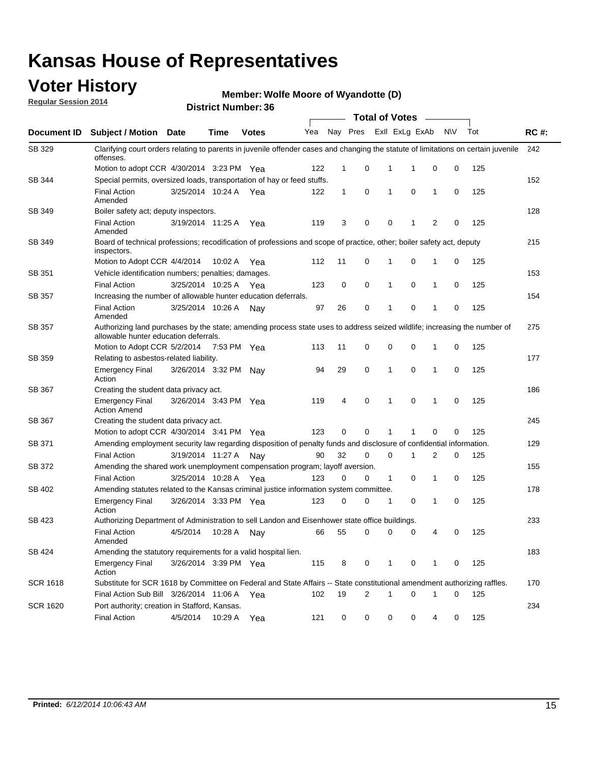# Kansas House of Representatives

## Voter History

**Regular Session 2014**

**Member: Wolfe Moore of Wyandotte (D)**

**District Number: 36**

| Document ID | Subject / Motion | Date | Time | Votes | Yea | Nay | Pres | ExII | ExLg | ExAb | N\V | Tot | RC #: |
|---|---|---|---|---|---|---|---|---|---|---|---|---|---|
| SB 329 | Clarifying court orders relating to parents in juvenile offender cases and changing the statute of limitations on certain juvenile offenses. | | | | | | | | | | | | 242 |
| | Motion to adopt CCR | 4/30/2014 | 3:23 PM | Yea | 122 | 1 | 0 | 1 | 1 | 0 | 0 | 125 | |
| SB 344 | Special permits, oversized loads, transportation of hay or feed stuffs. | | | | | | | | | | | | 152 |
| | Final Action Amended | 3/25/2014 | 10:24 A | Yea | 122 | 1 | 0 | 1 | 0 | 1 | 0 | 125 | |
| SB 349 | Boiler safety act; deputy inspectors. | | | | | | | | | | | | 128 |
| | Final Action Amended | 3/19/2014 | 11:25 A | Yea | 119 | 3 | 0 | 0 | 1 | 2 | 0 | 125 | |
| SB 349 | Board of technical professions; recodification of professions and scope of practice, other; boiler safety act, deputy inspectors. | | | | | | | | | | | | 215 |
| | Motion to Adopt CCR | 4/4/2014 | 10:02 A | Yea | 112 | 11 | 0 | 1 | 0 | 1 | 0 | 125 | |
| SB 351 | Vehicle identification numbers; penalties; damages. | | | | | | | | | | | | 153 |
| | Final Action | 3/25/2014 | 10:25 A | Yea | 123 | 0 | 0 | 1 | 0 | 1 | 0 | 125 | |
| SB 357 | Increasing the number of allowable hunter education deferrals. | | | | | | | | | | | | 154 |
| | Final Action Amended | 3/25/2014 | 10:26 A | Nay | 97 | 26 | 0 | 1 | 0 | 1 | 0 | 125 | |
| SB 357 | Authorizing land purchases by the state; amending process state uses to address seized wildlife; increasing the number of allowable hunter education deferrals. | | | | | | | | | | | | 275 |
| | Motion to Adopt CCR | 5/2/2014 | 7:53 PM | Yea | 113 | 11 | 0 | 0 | 0 | 1 | 0 | 125 | |
| SB 359 | Relating to asbestos-related liability. | | | | | | | | | | | | 177 |
| | Emergency Final Action | 3/26/2014 | 3:32 PM | Nay | 94 | 29 | 0 | 1 | 0 | 1 | 0 | 125 | |
| SB 367 | Creating the student data privacy act. | | | | | | | | | | | | 186 |
| | Emergency Final Action Amend | 3/26/2014 | 3:43 PM | Yea | 119 | 4 | 0 | 1 | 0 | 1 | 0 | 125 | |
| SB 367 | Creating the student data privacy act. | | | | | | | | | | | | 245 |
| | Motion to adopt CCR | 4/30/2014 | 3:41 PM | Yea | 123 | 0 | 0 | 1 | 1 | 0 | 0 | 125 | |
| SB 371 | Amending employment security law regarding disposition of penalty funds and disclosure of confidential information. | | | | | | | | | | | | 129 |
| | Final Action | 3/19/2014 | 11:27 A | Nay | 90 | 32 | 0 | 0 | 1 | 2 | 0 | 125 | |
| SB 372 | Amending the shared work unemployment compensation program; layoff aversion. | | | | | | | | | | | | 155 |
| | Final Action | 3/25/2014 | 10:28 A | Yea | 123 | 0 | 0 | 1 | 0 | 1 | 0 | 125 | |
| SB 402 | Amending statutes related to the Kansas criminal justice information system committee. | | | | | | | | | | | | 178 |
| | Emergency Final Action | 3/26/2014 | 3:33 PM | Yea | 123 | 0 | 0 | 1 | 0 | 1 | 0 | 125 | |
| SB 423 | Authorizing Department of Administration to sell Landon and Eisenhower state office buildings. | | | | | | | | | | | | 233 |
| | Final Action Amended | 4/5/2014 | 10:28 A | Nay | 66 | 55 | 0 | 0 | 0 | 4 | 0 | 125 | |
| SB 424 | Amending the statutory requirements for a valid hospital lien. | | | | | | | | | | | | 183 |
| | Emergency Final Action | 3/26/2014 | 3:39 PM | Yea | 115 | 8 | 0 | 1 | 0 | 1 | 0 | 125 | |
| SCR 1618 | Substitute for SCR 1618 by Committee on Federal and State Affairs -- State constitutional amendment authorizing raffles. | | | | | | | | | | | | 170 |
| | Final Action Sub Bill | 3/26/2014 | 11:06 A | Yea | 102 | 19 | 2 | 1 | 0 | 1 | 0 | 125 | |
| SCR 1620 | Port authority; creation in Stafford, Kansas. | | | | | | | | | | | | 234 |
| | Final Action | 4/5/2014 | 10:29 A | Yea | 121 | 0 | 0 | 0 | 0 | 4 | 0 | 125 | |

**Printed:** *6/12/2014 10:06:43 AM*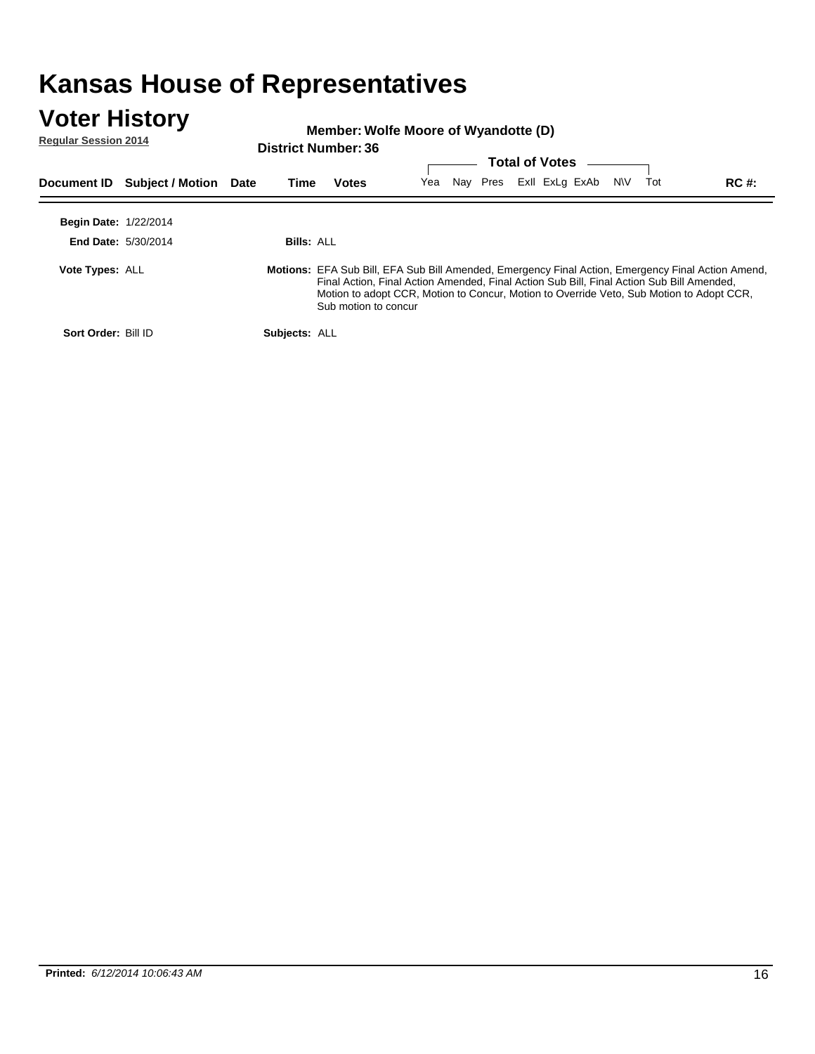# Kansas House of Representatives

## Voter History

**Regular Session 2014**

**Member: Wolfe Moore of Wyandotte (D)**

**District Number: 36**

| Document ID | Subject / Motion | Date | Time | Votes | Yea | Nay | Pres | ExII | ExLg | ExAb | N\V | Tot | RC #: |
|---|---|---|---|---|---|---|---|---|---|---|---|---|---|

(Yea through Tot: Total of Votes)

**Begin Date:** 1/22/2014

**End Date:** 5/30/2014

**Bills:** ALL

**Vote Types:** ALL

**Motions:** EFA Sub Bill, EFA Sub Bill Amended, Emergency Final Action, Emergency Final Action Amend, Final Action, Final Action Amended, Final Action Sub Bill, Final Action Sub Bill Amended, Motion to adopt CCR, Motion to Concur, Motion to Override Veto, Sub Motion to Adopt CCR, Sub motion to concur

**Sort Order:** Bill ID

**Subjects:** ALL

**Printed:** *6/12/2014 10:06:43 AM*